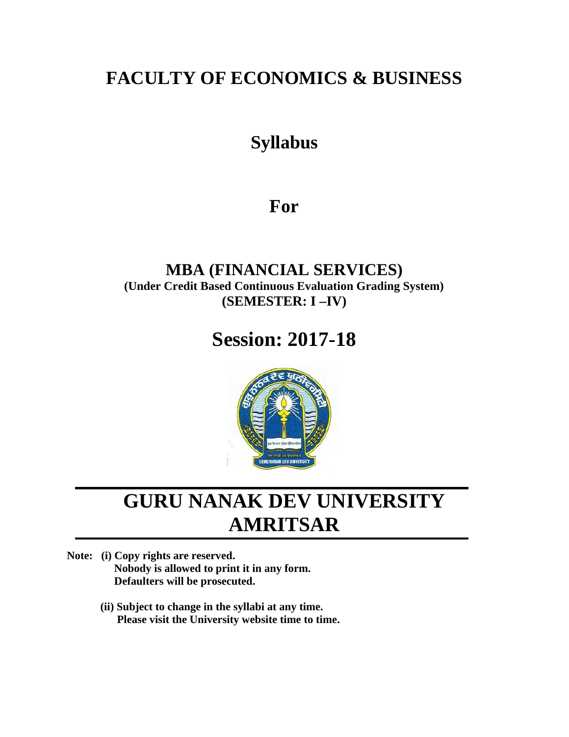# FACULTY OF ECONOMICS & BUSINESS

## Syllabus

## For

## MBA (FINANCIAL SERVICES)

**(Under Credit Based Continuous Evaluation Grading System)**
**(SEMESTER: I –IV)**

## Session: 2017-18

# GURU NANAK DEV UNIVERSITY
# AMRITSAR

**Note: (i) Copy rights are reserved.**
**Nobody is allowed to print it in any form.**
**Defaulters will be prosecuted.**

**(ii) Subject to change in the syllabi at any time.**
**Please visit the University website time to time.**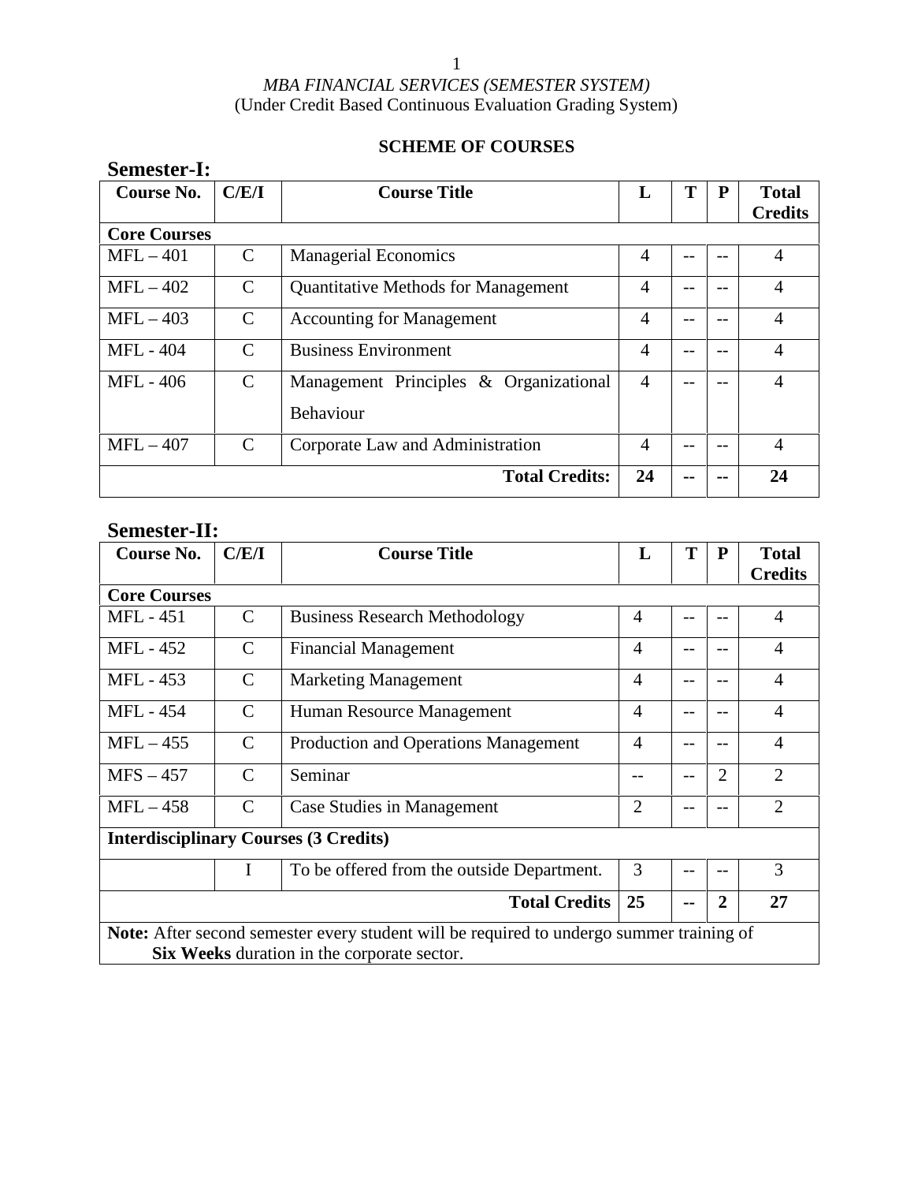*MBA FINANCIAL SERVICES (SEMESTER SYSTEM)*
(Under Credit Based Continuous Evaluation Grading System)

**SCHEME OF COURSES**

## Semester-I:

| Course No. | C/E/I | Course Title | L | T | P | Total Credits |
|---|---|---|---|---|---|---|
| **Core Courses** | | | | | | |
| MFL – 401 | C | Managerial Economics | 4 | -- | -- | 4 |
| MFL – 402 | C | Quantitative Methods for Management | 4 | -- | -- | 4 |
| MFL – 403 | C | Accounting for Management | 4 | -- | -- | 4 |
| MFL - 404 | C | Business Environment | 4 | -- | -- | 4 |
| MFL - 406 | C | Management Principles & Organizational Behaviour | 4 | -- | -- | 4 |
| MFL – 407 | C | Corporate Law and Administration | 4 | -- | -- | 4 |
| | | **Total Credits:** | **24** | **--** | **--** | **24** |

## Semester-II:

| Course No. | C/E/I | Course Title | L | T | P | Total Credits |
|---|---|---|---|---|---|---|
| **Core Courses** | | | | | | |
| MFL - 451 | C | Business Research Methodology | 4 | -- | -- | 4 |
| MFL - 452 | C | Financial Management | 4 | -- | -- | 4 |
| MFL - 453 | C | Marketing Management | 4 | -- | -- | 4 |
| MFL - 454 | C | Human Resource Management | 4 | -- | -- | 4 |
| MFL – 455 | C | Production and Operations Management | 4 | -- | -- | 4 |
| MFS – 457 | C | Seminar | -- | -- | 2 | 2 |
| MFL – 458 | C | Case Studies in Management | 2 | -- | -- | 2 |
| **Interdisciplinary Courses (3 Credits)** | | | | | | |
| | I | To be offered from the outside Department. | 3 | -- | -- | 3 |
| | | **Total Credits** | **25** | **--** | **2** | **27** |

**Note:** After second semester every student will be required to undergo summer training of **Six Weeks** duration in the corporate sector.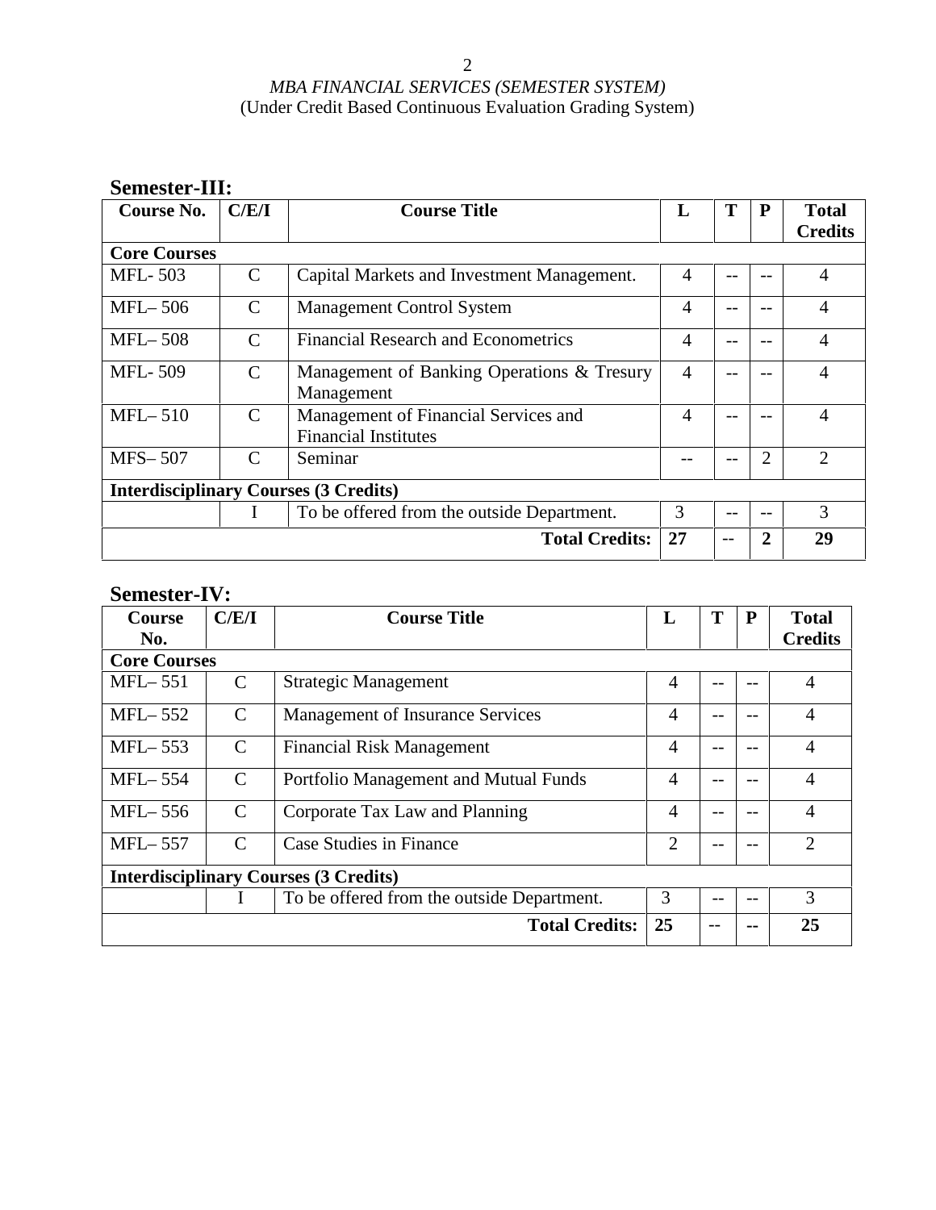*MBA FINANCIAL SERVICES (SEMESTER SYSTEM)*
(Under Credit Based Continuous Evaluation Grading System)

## Semester-III:

| Course No. | C/E/I | Course Title | L | T | P | Total Credits |
|---|---|---|---|---|---|---|
| **Core Courses** | | | | | | |
| MFL- 503 | C | Capital Markets and Investment Management. | 4 | -- | -- | 4 |
| MFL– 506 | C | Management Control System | 4 | -- | -- | 4 |
| MFL– 508 | C | Financial Research and Econometrics | 4 | -- | -- | 4 |
| MFL- 509 | C | Management of Banking Operations & Tresury Management | 4 | -- | -- | 4 |
| MFL– 510 | C | Management of Financial Services and Financial Institutes | 4 | -- | -- | 4 |
| MFS– 507 | C | Seminar | -- | -- | 2 | 2 |
| **Interdisciplinary Courses (3 Credits)** | | | | | | |
| | I | To be offered from the outside Department. | 3 | -- | -- | 3 |
| | | **Total Credits:** | **27** | -- | **2** | **29** |

## Semester-IV:

| Course No. | C/E/I | Course Title | L | T | P | Total Credits |
|---|---|---|---|---|---|---|
| **Core Courses** | | | | | | |
| MFL– 551 | C | Strategic Management | 4 | -- | -- | 4 |
| MFL– 552 | C | Management of Insurance Services | 4 | -- | -- | 4 |
| MFL– 553 | C | Financial Risk Management | 4 | -- | -- | 4 |
| MFL– 554 | C | Portfolio Management and Mutual Funds | 4 | -- | -- | 4 |
| MFL– 556 | C | Corporate Tax Law and Planning | 4 | -- | -- | 4 |
| MFL– 557 | C | Case Studies in Finance | 2 | -- | -- | 2 |
| **Interdisciplinary Courses (3 Credits)** | | | | | | |
| | I | To be offered from the outside Department. | 3 | -- | -- | 3 |
| | | **Total Credits:** | **25** | -- | **--** | **25** |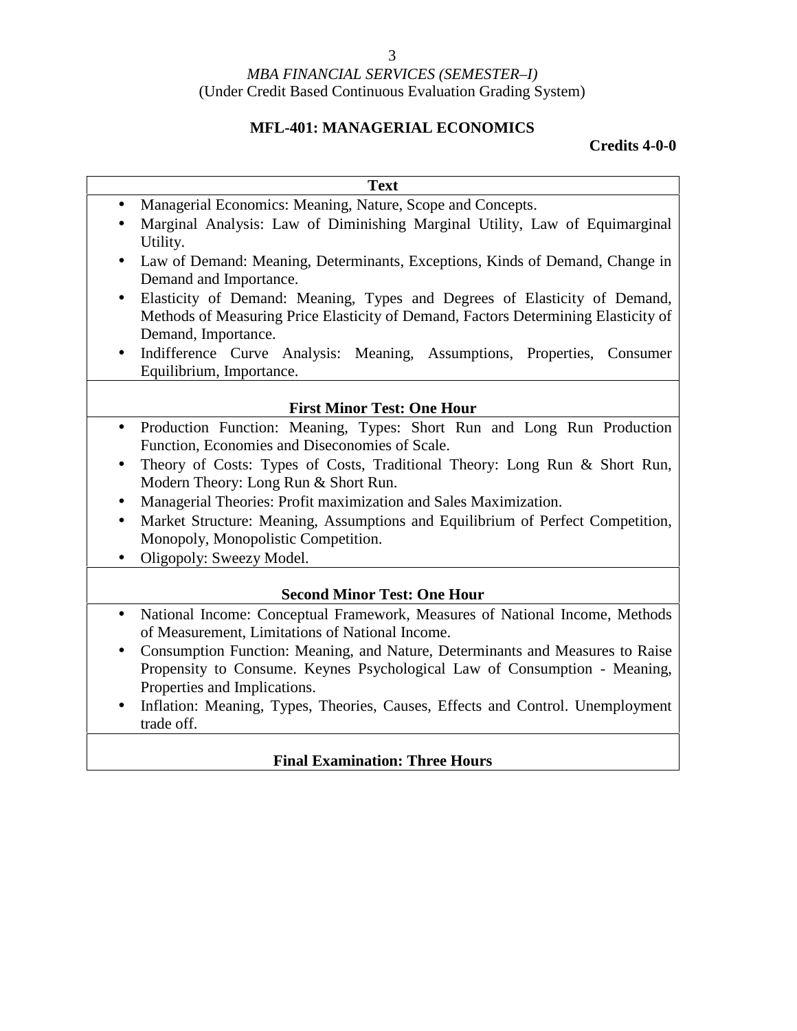*MBA FINANCIAL SERVICES (SEMESTER–I)*
(Under Credit Based Continuous Evaluation Grading System)

**MFL-401: MANAGERIAL ECONOMICS**

**Credits 4-0-0**

| **Text** |
|---|
| • Managerial Economics: Meaning, Nature, Scope and Concepts.<br>• Marginal Analysis: Law of Diminishing Marginal Utility, Law of Equimarginal Utility.<br>• Law of Demand: Meaning, Determinants, Exceptions, Kinds of Demand, Change in Demand and Importance.<br>• Elasticity of Demand: Meaning, Types and Degrees of Elasticity of Demand, Methods of Measuring Price Elasticity of Demand, Factors Determining Elasticity of Demand, Importance.<br>• Indifference Curve Analysis: Meaning, Assumptions, Properties, Consumer Equilibrium, Importance. |
| **First Minor Test: One Hour** |
| • Production Function: Meaning, Types: Short Run and Long Run Production Function, Economies and Diseconomies of Scale.<br>• Theory of Costs: Types of Costs, Traditional Theory: Long Run & Short Run, Modern Theory: Long Run & Short Run.<br>• Managerial Theories: Profit maximization and Sales Maximization.<br>• Market Structure: Meaning, Assumptions and Equilibrium of Perfect Competition, Monopoly, Monopolistic Competition.<br>• Oligopoly: Sweezy Model. |
| **Second Minor Test: One Hour** |
| • National Income: Conceptual Framework, Measures of National Income, Methods of Measurement, Limitations of National Income.<br>• Consumption Function: Meaning, and Nature, Determinants and Measures to Raise Propensity to Consume. Keynes Psychological Law of Consumption - Meaning, Properties and Implications.<br>• Inflation: Meaning, Types, Theories, Causes, Effects and Control. Unemployment trade off. |
| **Final Examination: Three Hours** |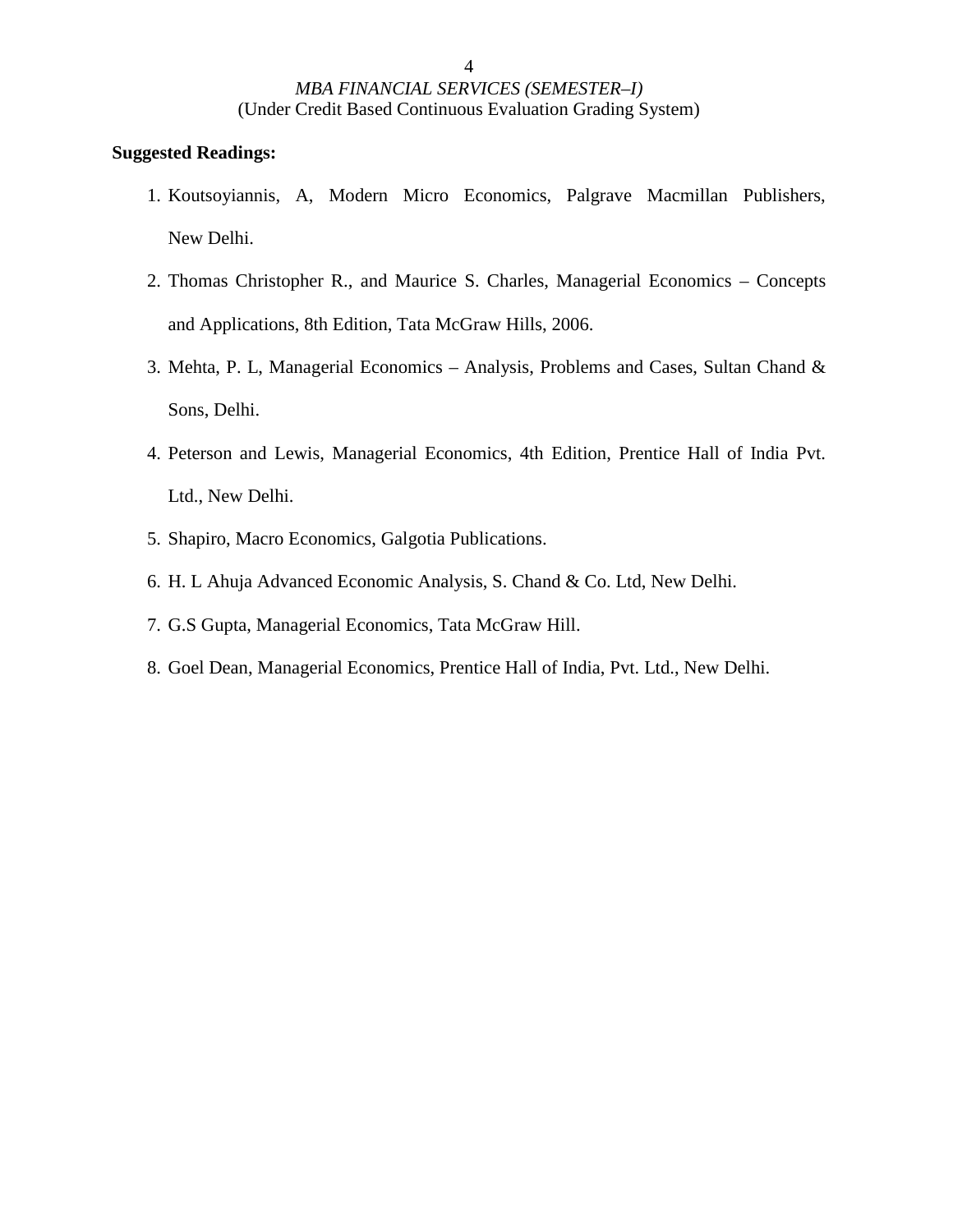**Suggested Readings:**

1. Koutsoyiannis, A, Modern Micro Economics, Palgrave Macmillan Publishers, New Delhi.
2. Thomas Christopher R., and Maurice S. Charles, Managerial Economics – Concepts and Applications, 8th Edition, Tata McGraw Hills, 2006.
3. Mehta, P. L, Managerial Economics – Analysis, Problems and Cases, Sultan Chand & Sons, Delhi.
4. Peterson and Lewis, Managerial Economics, 4th Edition, Prentice Hall of India Pvt. Ltd., New Delhi.
5. Shapiro, Macro Economics, Galgotia Publications.
6. H. L Ahuja Advanced Economic Analysis, S. Chand & Co. Ltd, New Delhi.
7. G.S Gupta, Managerial Economics, Tata McGraw Hill.
8. Goel Dean, Managerial Economics, Prentice Hall of India, Pvt. Ltd., New Delhi.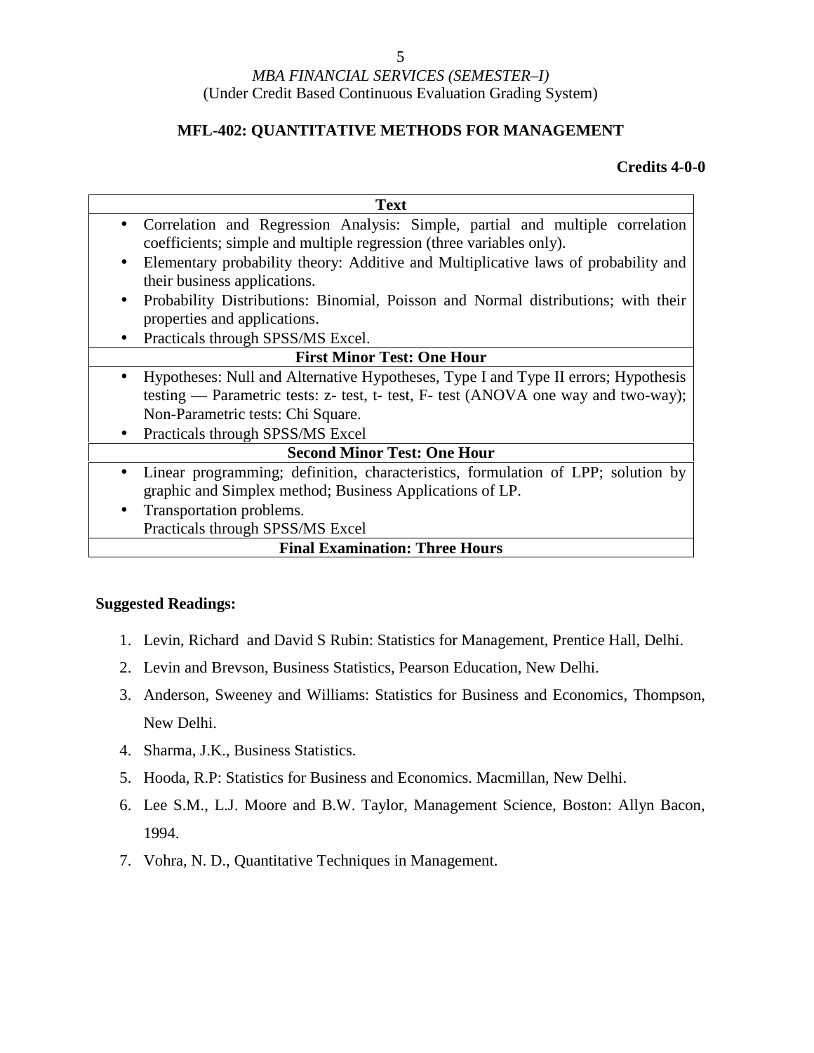*MBA FINANCIAL SERVICES (SEMESTER–I)*
(Under Credit Based Continuous Evaluation Grading System)

## MFL-402: QUANTITATIVE METHODS FOR MANAGEMENT

**Credits 4-0-0**

| **Text** |
|---|
| • Correlation and Regression Analysis: Simple, partial and multiple correlation coefficients; simple and multiple regression (three variables only).<br>• Elementary probability theory: Additive and Multiplicative laws of probability and their business applications.<br>• Probability Distributions: Binomial, Poisson and Normal distributions; with their properties and applications.<br>• Practicals through SPSS/MS Excel. |
| **First Minor Test: One Hour** |
| • Hypotheses: Null and Alternative Hypotheses, Type I and Type II errors; Hypothesis testing — Parametric tests: z- test, t- test, F- test (ANOVA one way and two-way); Non-Parametric tests: Chi Square.<br>• Practicals through SPSS/MS Excel |
| **Second Minor Test: One Hour** |
| • Linear programming; definition, characteristics, formulation of LPP; solution by graphic and Simplex method; Business Applications of LP.<br>• Transportation problems.<br>Practicals through SPSS/MS Excel |
| **Final Examination: Three Hours** |

**Suggested Readings:**

1. Levin, Richard and David S Rubin: Statistics for Management, Prentice Hall, Delhi.
2. Levin and Brevson, Business Statistics, Pearson Education, New Delhi.
3. Anderson, Sweeney and Williams: Statistics for Business and Economics, Thompson, New Delhi.
4. Sharma, J.K., Business Statistics.
5. Hooda, R.P: Statistics for Business and Economics. Macmillan, New Delhi.
6. Lee S.M., L.J. Moore and B.W. Taylor, Management Science, Boston: Allyn Bacon, 1994.
7. Vohra, N. D., Quantitative Techniques in Management.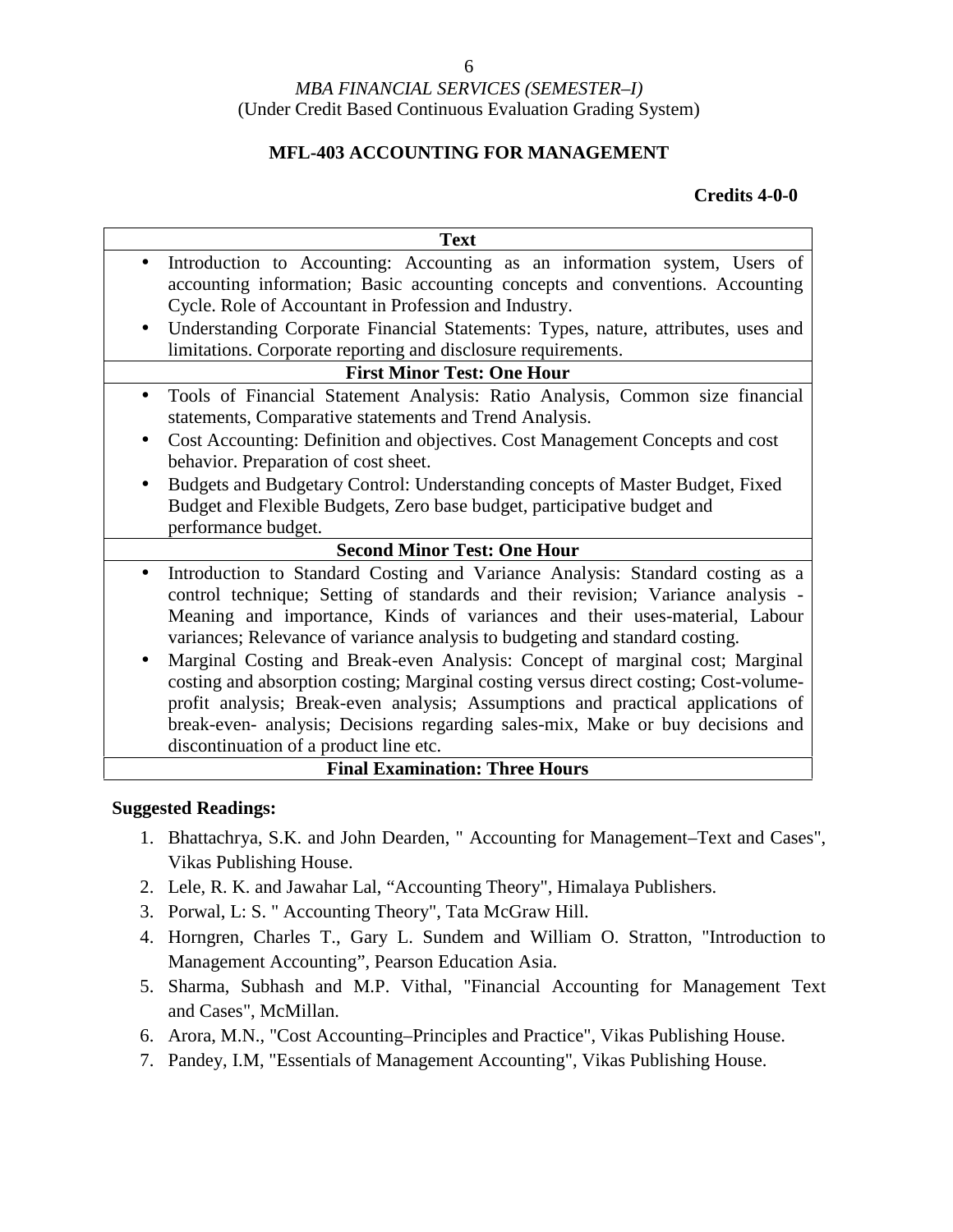*MBA FINANCIAL SERVICES (SEMESTER–I)*
(Under Credit Based Continuous Evaluation Grading System)

## MFL-403 ACCOUNTING FOR MANAGEMENT

**Credits 4-0-0**

| Text |
|---|
| • Introduction to Accounting: Accounting as an information system, Users of accounting information; Basic accounting concepts and conventions. Accounting Cycle. Role of Accountant in Profession and Industry.<br>• Understanding Corporate Financial Statements: Types, nature, attributes, uses and limitations. Corporate reporting and disclosure requirements. |
| **First Minor Test: One Hour** |
| • Tools of Financial Statement Analysis: Ratio Analysis, Common size financial statements, Comparative statements and Trend Analysis.<br>• Cost Accounting: Definition and objectives. Cost Management Concepts and cost behavior. Preparation of cost sheet.<br>• Budgets and Budgetary Control: Understanding concepts of Master Budget, Fixed Budget and Flexible Budgets, Zero base budget, participative budget and performance budget. |
| **Second Minor Test: One Hour** |
| • Introduction to Standard Costing and Variance Analysis: Standard costing as a control technique; Setting of standards and their revision; Variance analysis - Meaning and importance, Kinds of variances and their uses-material, Labour variances; Relevance of variance analysis to budgeting and standard costing.<br>• Marginal Costing and Break-even Analysis: Concept of marginal cost; Marginal costing and absorption costing; Marginal costing versus direct costing; Cost-volume-profit analysis; Break-even analysis; Assumptions and practical applications of break-even- analysis; Decisions regarding sales-mix, Make or buy decisions and discontinuation of a product line etc. |
| **Final Examination: Three Hours** |

**Suggested Readings:**

1. Bhattachrya, S.K. and John Dearden, " Accounting for Management–Text and Cases", Vikas Publishing House.
2. Lele, R. K. and Jawahar Lal, "Accounting Theory", Himalaya Publishers.
3. Porwal, L: S. " Accounting Theory", Tata McGraw Hill.
4. Horngren, Charles T., Gary L. Sundem and William O. Stratton, "Introduction to Management Accounting", Pearson Education Asia.
5. Sharma, Subhash and M.P. Vithal, "Financial Accounting for Management Text and Cases", McMillan.
6. Arora, M.N., "Cost Accounting–Principles and Practice", Vikas Publishing House.
7. Pandey, I.M, "Essentials of Management Accounting", Vikas Publishing House.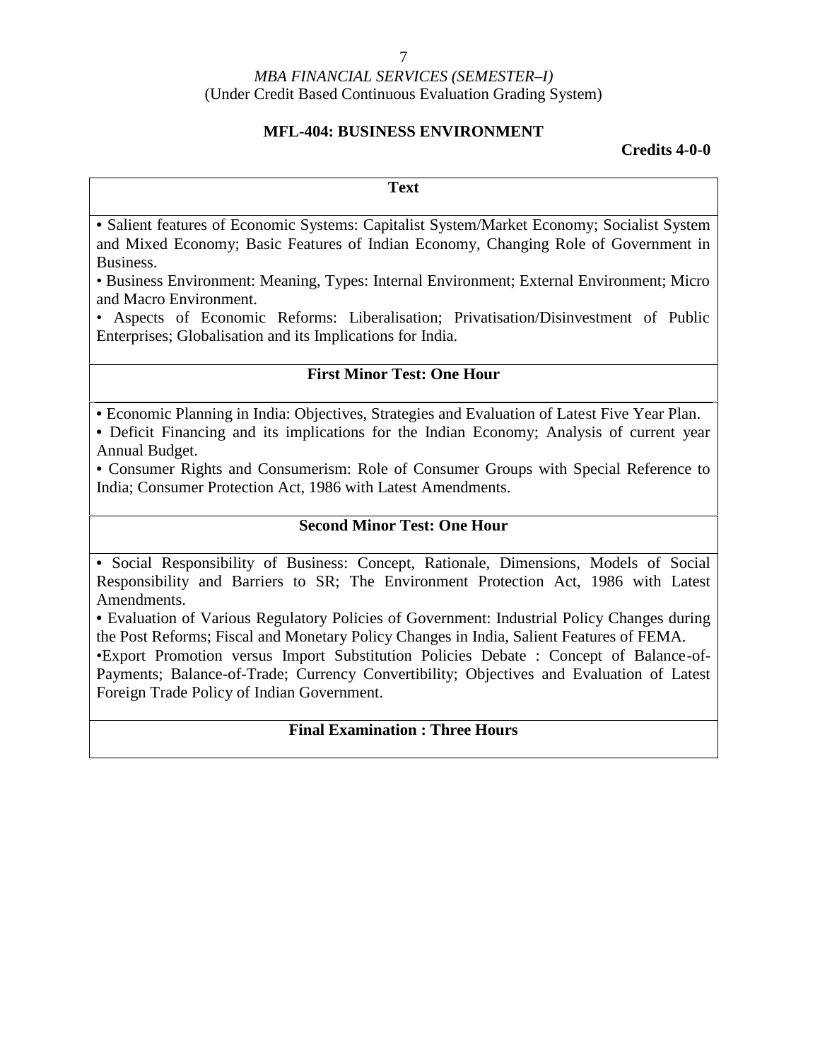*MBA FINANCIAL SERVICES (SEMESTER–I)*
(Under Credit Based Continuous Evaluation Grading System)

**MFL-404: BUSINESS ENVIRONMENT**

**Credits 4-0-0**

**Text**

- Salient features of Economic Systems: Capitalist System/Market Economy; Socialist System and Mixed Economy; Basic Features of Indian Economy, Changing Role of Government in Business.
- Business Environment: Meaning, Types: Internal Environment; External Environment; Micro and Macro Environment.
- Aspects of Economic Reforms: Liberalisation; Privatisation/Disinvestment of Public Enterprises; Globalisation and its Implications for India.

**First Minor Test: One Hour**

- Economic Planning in India: Objectives, Strategies and Evaluation of Latest Five Year Plan.
- Deficit Financing and its implications for the Indian Economy; Analysis of current year Annual Budget.
- Consumer Rights and Consumerism: Role of Consumer Groups with Special Reference to India; Consumer Protection Act, 1986 with Latest Amendments.

**Second Minor Test: One Hour**

- Social Responsibility of Business: Concept, Rationale, Dimensions, Models of Social Responsibility and Barriers to SR; The Environment Protection Act, 1986 with Latest Amendments.
- Evaluation of Various Regulatory Policies of Government: Industrial Policy Changes during the Post Reforms; Fiscal and Monetary Policy Changes in India, Salient Features of FEMA.
- Export Promotion versus Import Substitution Policies Debate : Concept of Balance-of-Payments; Balance-of-Trade; Currency Convertibility; Objectives and Evaluation of Latest Foreign Trade Policy of Indian Government.

**Final Examination : Three Hours**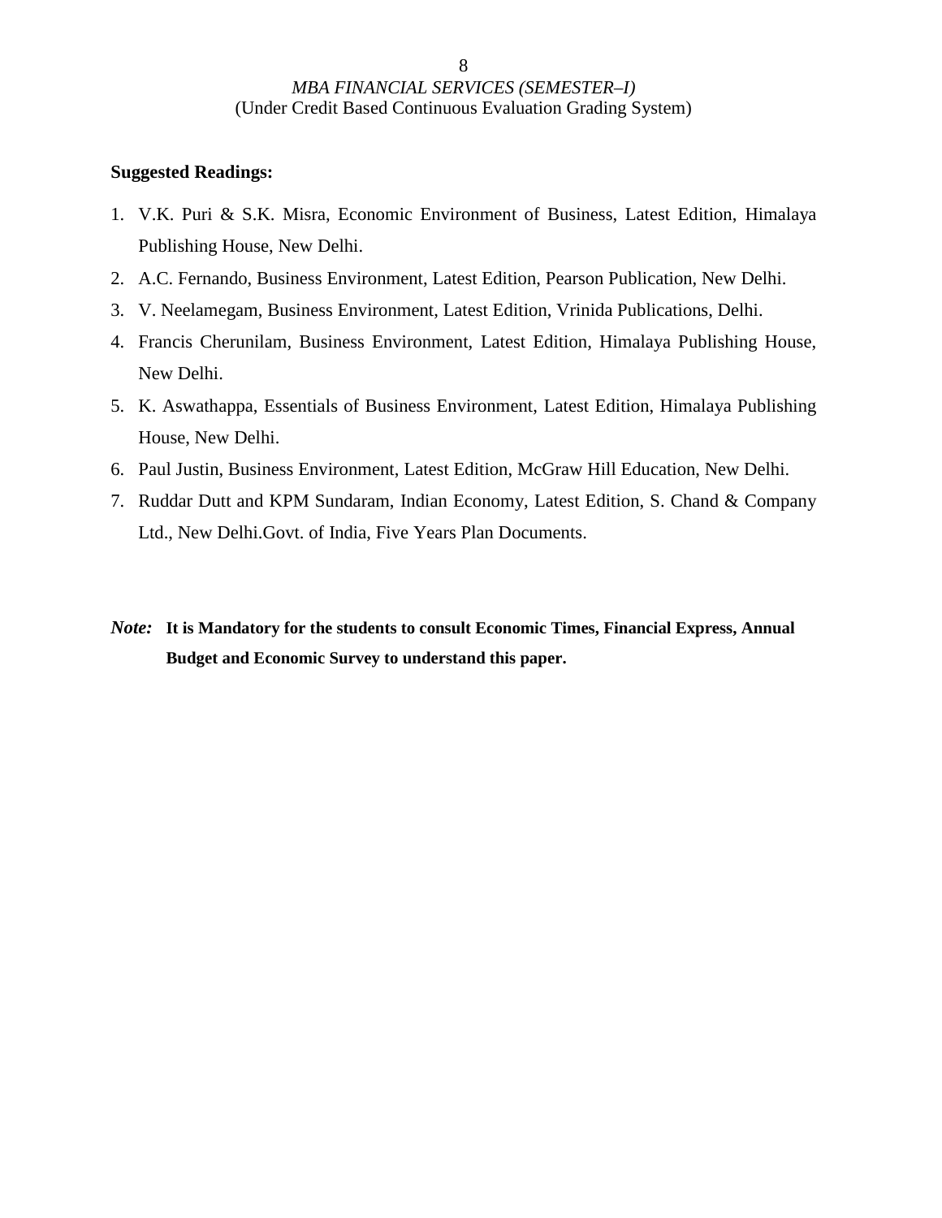**Suggested Readings:**

1. V.K. Puri & S.K. Misra, Economic Environment of Business, Latest Edition, Himalaya Publishing House, New Delhi.
2. A.C. Fernando, Business Environment, Latest Edition, Pearson Publication, New Delhi.
3. V. Neelamegam, Business Environment, Latest Edition, Vrinida Publications, Delhi.
4. Francis Cherunilam, Business Environment, Latest Edition, Himalaya Publishing House, New Delhi.
5. K. Aswathappa, Essentials of Business Environment, Latest Edition, Himalaya Publishing House, New Delhi.
6. Paul Justin, Business Environment, Latest Edition, McGraw Hill Education, New Delhi.
7. Ruddar Dutt and KPM Sundaram, Indian Economy, Latest Edition, S. Chand & Company Ltd., New Delhi.Govt. of India, Five Years Plan Documents.

***Note:*** **It is Mandatory for the students to consult Economic Times, Financial Express, Annual Budget and Economic Survey to understand this paper.**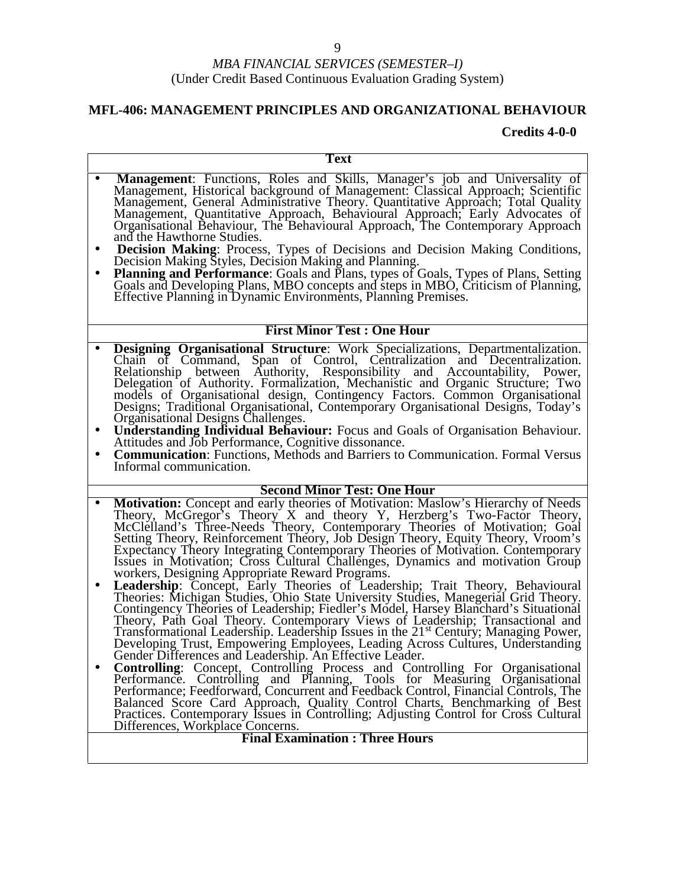*MBA FINANCIAL SERVICES (SEMESTER–I)*
(Under Credit Based Continuous Evaluation Grading System)

## MFL-406: MANAGEMENT PRINCIPLES AND ORGANIZATIONAL BEHAVIOUR

**Credits 4-0-0**

**Text**

- **Management**: Functions, Roles and Skills, Manager's job and Universality of Management, Historical background of Management: Classical Approach; Scientific Management, General Administrative Theory. Quantitative Approach; Total Quality Management, Quantitative Approach, Behavioural Approach; Early Advocates of Organisational Behaviour, The Behavioural Approach, The Contemporary Approach and the Hawthorne Studies.
- **Decision Making**: Process, Types of Decisions and Decision Making Conditions, Decision Making Styles, Decision Making and Planning.
- **Planning and Performance**: Goals and Plans, types of Goals, Types of Plans, Setting Goals and Developing Plans, MBO concepts and steps in MBO, Criticism of Planning, Effective Planning in Dynamic Environments, Planning Premises.

**First Minor Test : One Hour**

- **Designing Organisational Structure**: Work Specializations, Departmentalization. Chain of Command, Span of Control, Centralization and Decentralization. Relationship between Authority, Responsibility and Accountability, Power, Delegation of Authority. Formalization, Mechanistic and Organic Structure; Two models of Organisational design, Contingency Factors. Common Organisational Designs; Traditional Organisational, Contemporary Organisational Designs, Today's Organisational Designs Challenges.
- **Understanding Individual Behaviour:** Focus and Goals of Organisation Behaviour. Attitudes and Job Performance, Cognitive dissonance.
- **Communication**: Functions, Methods and Barriers to Communication. Formal Versus Informal communication.

**Second Minor Test: One Hour**

- **Motivation:** Concept and early theories of Motivation: Maslow's Hierarchy of Needs Theory, McGregor's Theory X and theory Y, Herzberg's Two-Factor Theory, McClelland's Three-Needs Theory, Contemporary Theories of Motivation; Goal Setting Theory, Reinforcement Theory, Job Design Theory, Equity Theory, Vroom's Expectancy Theory Integrating Contemporary Theories of Motivation. Contemporary Issues in Motivation; Cross Cultural Challenges, Dynamics and motivation Group workers, Designing Appropriate Reward Programs.
- **Leadership**: Concept, Early Theories of Leadership; Trait Theory, Behavioural Theories: Michigan Studies, Ohio State University Studies, Manegerial Grid Theory. Contingency Theories of Leadership; Fiedler's Model, Harsey Blanchard's Situational Theory, Path Goal Theory. Contemporary Views of Leadership; Transactional and Transformational Leadership. Leadership Issues in the 21st Century; Managing Power, Developing Trust, Empowering Employees, Leading Across Cultures, Understanding Gender Differences and Leadership. An Effective Leader.
- **Controlling**: Concept, Controlling Process and Controlling For Organisational Performance. Controlling and Planning, Tools for Measuring Organisational Performance; Feedforward, Concurrent and Feedback Control, Financial Controls, The Balanced Score Card Approach, Quality Control Charts, Benchmarking of Best Practices. Contemporary Issues in Controlling; Adjusting Control for Cross Cultural Differences, Workplace Concerns.

**Final Examination : Three Hours**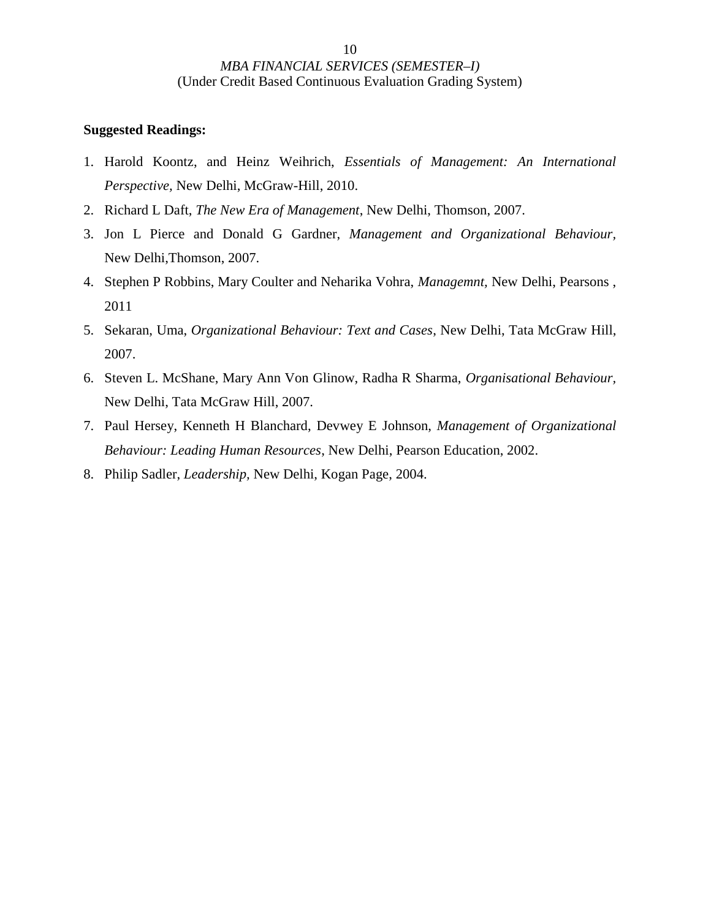**Suggested Readings:**

1. Harold Koontz, and Heinz Weihrich, *Essentials of Management: An International Perspective,* New Delhi, McGraw-Hill, 2010.
2. Richard L Daft, *The New Era of Management*, New Delhi, Thomson, 2007.
3. Jon L Pierce and Donald G Gardner, *Management and Organizational Behaviour*, New Delhi,Thomson, 2007.
4. Stephen P Robbins, Mary Coulter and Neharika Vohra, *Managemnt,* New Delhi, Pearsons , 2011
5. Sekaran, Uma, *Organizational Behaviour: Text and Cases,* New Delhi, Tata McGraw Hill, 2007.
6. Steven L. McShane, Mary Ann Von Glinow, Radha R Sharma, *Organisational Behaviour,* New Delhi, Tata McGraw Hill, 2007.
7. Paul Hersey, Kenneth H Blanchard, Devwey E Johnson, *Management of Organizational Behaviour: Leading Human Resources,* New Delhi, Pearson Education, 2002.
8. Philip Sadler, *Leadership,* New Delhi, Kogan Page, 2004.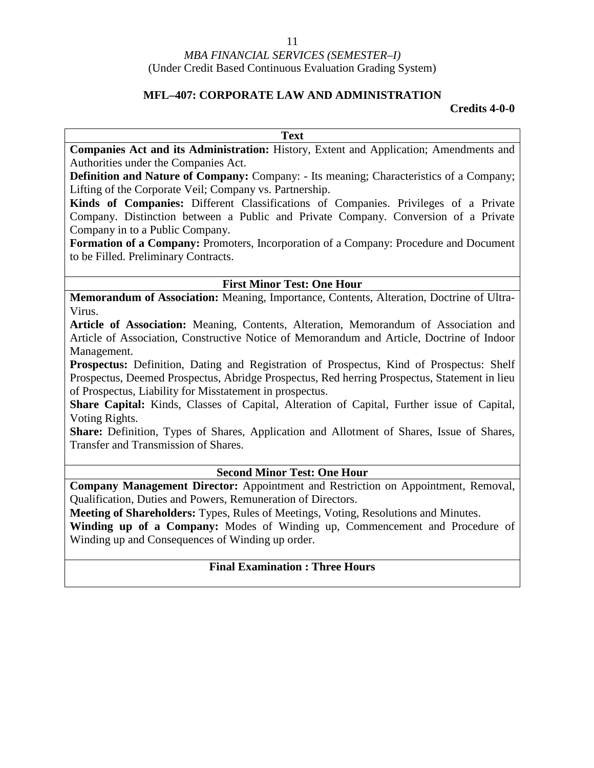*MBA FINANCIAL SERVICES (SEMESTER–I)*
(Under Credit Based Continuous Evaluation Grading System)

## MFL–407: CORPORATE LAW AND ADMINISTRATION

**Credits 4-0-0**

### Text

**Companies Act and its Administration:** History, Extent and Application; Amendments and Authorities under the Companies Act.

**Definition and Nature of Company:** Company: - Its meaning; Characteristics of a Company; Lifting of the Corporate Veil; Company vs. Partnership.

**Kinds of Companies:** Different Classifications of Companies. Privileges of a Private Company. Distinction between a Public and Private Company. Conversion of a Private Company in to a Public Company.

**Formation of a Company:** Promoters, Incorporation of a Company: Procedure and Document to be Filled. Preliminary Contracts.

### First Minor Test: One Hour

**Memorandum of Association:** Meaning, Importance, Contents, Alteration, Doctrine of Ultra-Virus.

**Article of Association:** Meaning, Contents, Alteration, Memorandum of Association and Article of Association, Constructive Notice of Memorandum and Article, Doctrine of Indoor Management.

**Prospectus:** Definition, Dating and Registration of Prospectus, Kind of Prospectus: Shelf Prospectus, Deemed Prospectus, Abridge Prospectus, Red herring Prospectus, Statement in lieu of Prospectus, Liability for Misstatement in prospectus.

**Share Capital:** Kinds, Classes of Capital, Alteration of Capital, Further issue of Capital, Voting Rights.

**Share:** Definition, Types of Shares, Application and Allotment of Shares, Issue of Shares, Transfer and Transmission of Shares.

### Second Minor Test: One Hour

**Company Management Director:** Appointment and Restriction on Appointment, Removal, Qualification, Duties and Powers, Remuneration of Directors.

**Meeting of Shareholders:** Types, Rules of Meetings, Voting, Resolutions and Minutes.

**Winding up of a Company:** Modes of Winding up, Commencement and Procedure of Winding up and Consequences of Winding up order.

### Final Examination : Three Hours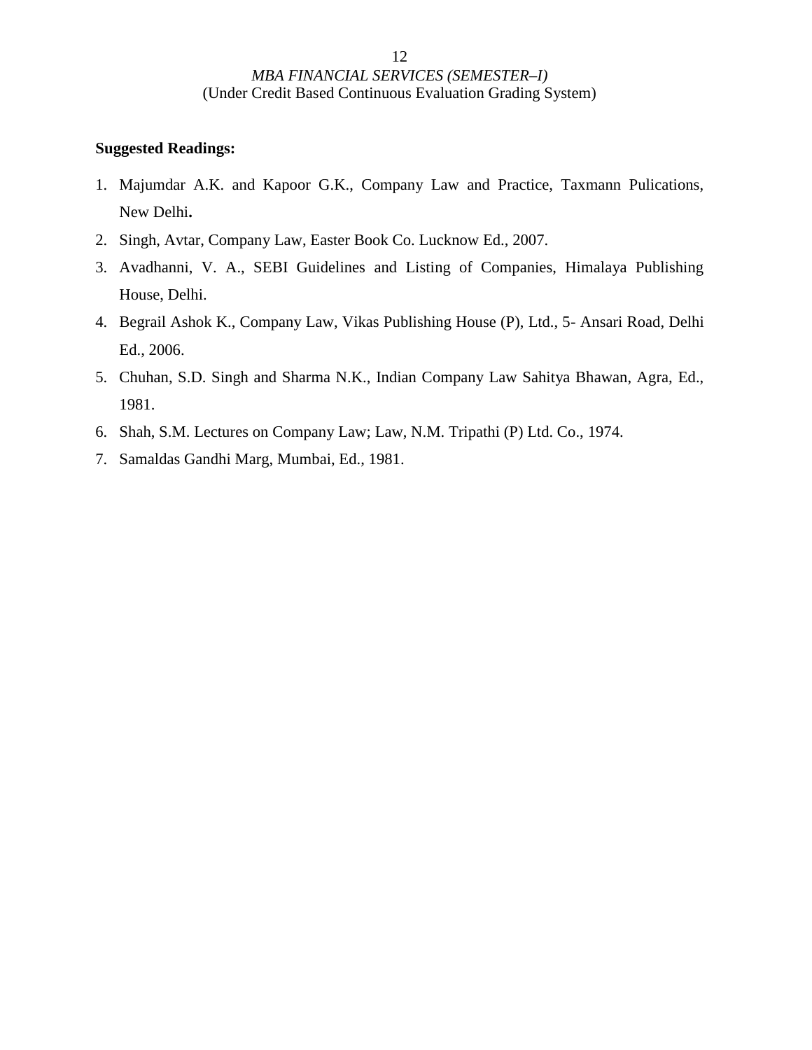**Suggested Readings:**

1. Majumdar A.K. and Kapoor G.K., Company Law and Practice, Taxmann Pulications, New Delhi**.**
2. Singh, Avtar, Company Law, Easter Book Co. Lucknow Ed., 2007.
3. Avadhanni, V. A., SEBI Guidelines and Listing of Companies, Himalaya Publishing House, Delhi.
4. Begrail Ashok K., Company Law, Vikas Publishing House (P), Ltd., 5- Ansari Road, Delhi Ed., 2006.
5. Chuhan, S.D. Singh and Sharma N.K., Indian Company Law Sahitya Bhawan, Agra, Ed., 1981.
6. Shah, S.M. Lectures on Company Law; Law, N.M. Tripathi (P) Ltd. Co., 1974.
7. Samaldas Gandhi Marg, Mumbai, Ed., 1981.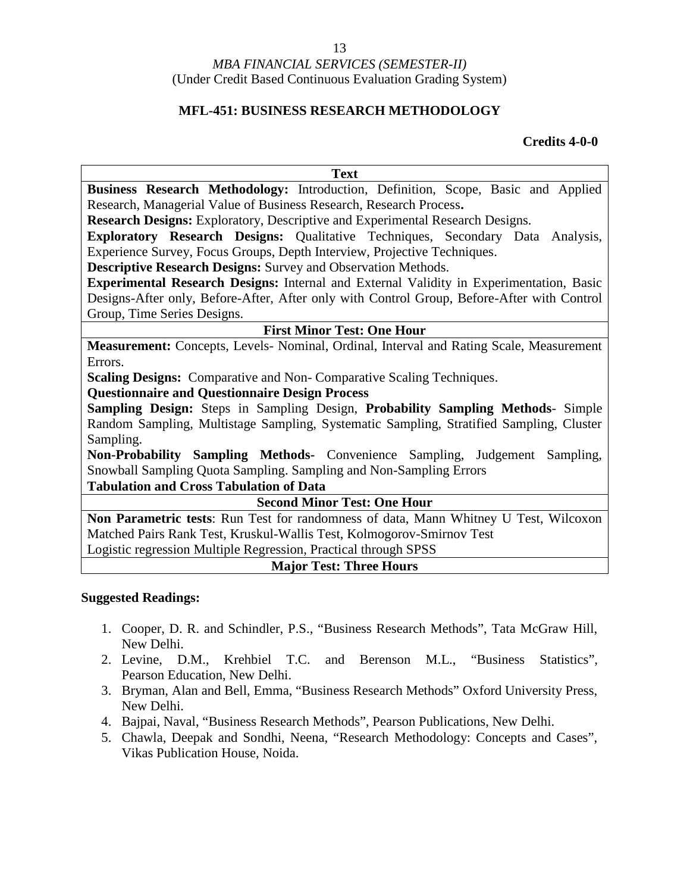*MBA FINANCIAL SERVICES (SEMESTER-II)*
(Under Credit Based Continuous Evaluation Grading System)

## MFL-451: BUSINESS RESEARCH METHODOLOGY

**Credits 4-0-0**

| Text |
|---|
| **Business Research Methodology:** Introduction, Definition, Scope, Basic and Applied Research, Managerial Value of Business Research, Research Process**.** <br> **Research Designs:** Exploratory, Descriptive and Experimental Research Designs. <br> **Exploratory Research Designs:** Qualitative Techniques, Secondary Data Analysis, Experience Survey, Focus Groups, Depth Interview, Projective Techniques. <br> **Descriptive Research Designs:** Survey and Observation Methods. <br> **Experimental Research Designs:** Internal and External Validity in Experimentation, Basic Designs-After only, Before-After, After only with Control Group, Before-After with Control Group, Time Series Designs. |
| **First Minor Test: One Hour** |
| **Measurement:** Concepts, Levels- Nominal, Ordinal, Interval and Rating Scale, Measurement Errors. <br> **Scaling Designs:** Comparative and Non- Comparative Scaling Techniques. <br> **Questionnaire and Questionnaire Design Process** <br> **Sampling Design:** Steps in Sampling Design, **Probability Sampling Methods**- Simple Random Sampling, Multistage Sampling, Systematic Sampling, Stratified Sampling, Cluster Sampling. <br> **Non-Probability Sampling Methods-** Convenience Sampling, Judgement Sampling, Snowball Sampling Quota Sampling. Sampling and Non-Sampling Errors <br> **Tabulation and Cross Tabulation of Data** |
| **Second Minor Test: One Hour** |
| **Non Parametric tests**: Run Test for randomness of data, Mann Whitney U Test, Wilcoxon Matched Pairs Rank Test, Kruskul-Wallis Test, Kolmogorov-Smirnov Test <br> Logistic regression Multiple Regression, Practical through SPSS |
| **Major Test: Three Hours** |

**Suggested Readings:**

1. Cooper, D. R. and Schindler, P.S., "Business Research Methods", Tata McGraw Hill, New Delhi.
2. Levine, D.M., Krehbiel T.C. and Berenson M.L., "Business Statistics", Pearson Education, New Delhi.
3. Bryman, Alan and Bell, Emma, "Business Research Methods" Oxford University Press, New Delhi.
4. Bajpai, Naval, "Business Research Methods", Pearson Publications, New Delhi.
5. Chawla, Deepak and Sondhi, Neena, "Research Methodology: Concepts and Cases", Vikas Publication House, Noida.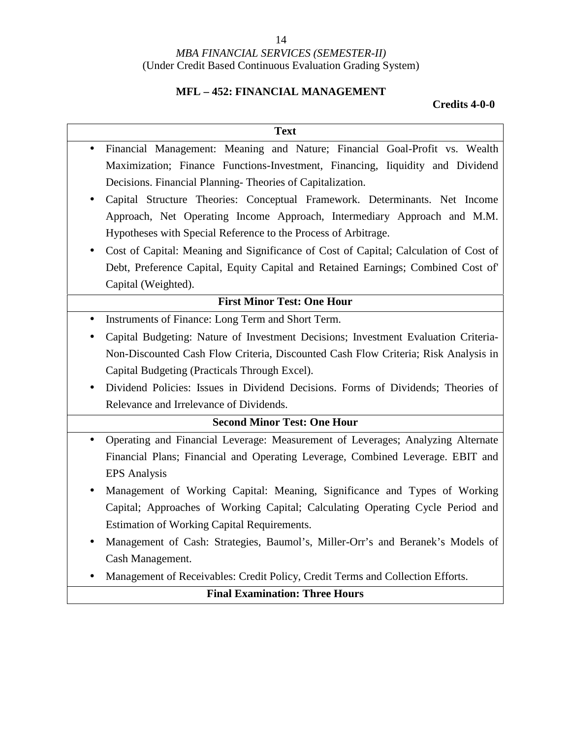*MBA FINANCIAL SERVICES (SEMESTER-II)*
(Under Credit Based Continuous Evaluation Grading System)

## MFL – 452: FINANCIAL MANAGEMENT

**Credits 4-0-0**

| Text |
|---|
| • Financial Management: Meaning and Nature; Financial Goal-Profit vs. Wealth Maximization; Finance Functions-Investment, Financing, Iiquidity and Dividend Decisions. Financial Planning- Theories of Capitalization.<br>• Capital Structure Theories: Conceptual Framework. Determinants. Net Income Approach, Net Operating Income Approach, Intermediary Approach and M.M. Hypotheses with Special Reference to the Process of Arbitrage.<br>• Cost of Capital: Meaning and Significance of Cost of Capital; Calculation of Cost of Debt, Preference Capital, Equity Capital and Retained Earnings; Combined Cost of' Capital (Weighted). |
| **First Minor Test: One Hour** |
| • Instruments of Finance: Long Term and Short Term.<br>• Capital Budgeting: Nature of Investment Decisions; Investment Evaluation Criteria-Non-Discounted Cash Flow Criteria, Discounted Cash Flow Criteria; Risk Analysis in Capital Budgeting (Practicals Through Excel).<br>• Dividend Policies: Issues in Dividend Decisions. Forms of Dividends; Theories of Relevance and Irrelevance of Dividends. |
| **Second Minor Test: One Hour** |
| • Operating and Financial Leverage: Measurement of Leverages; Analyzing Alternate Financial Plans; Financial and Operating Leverage, Combined Leverage. EBIT and EPS Analysis<br>• Management of Working Capital: Meaning, Significance and Types of Working Capital; Approaches of Working Capital; Calculating Operating Cycle Period and Estimation of Working Capital Requirements.<br>• Management of Cash: Strategies, Baumol's, Miller-Orr's and Beranek's Models of Cash Management.<br>• Management of Receivables: Credit Policy, Credit Terms and Collection Efforts. |
| **Final Examination: Three Hours** |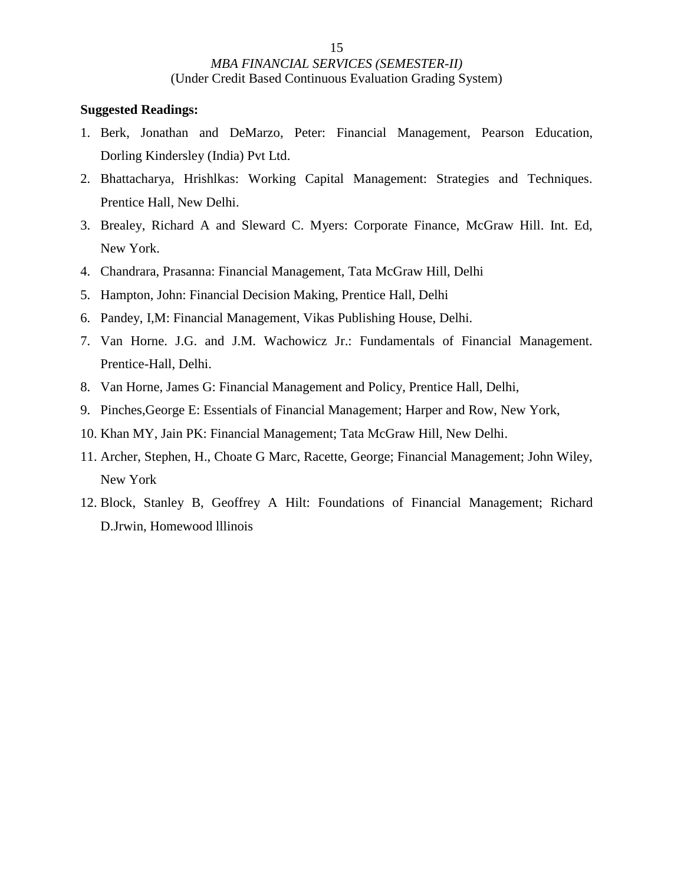**Suggested Readings:**

1. Berk, Jonathan and DeMarzo, Peter: Financial Management, Pearson Education, Dorling Kindersley (India) Pvt Ltd.
2. Bhattacharya, Hrishlkas: Working Capital Management: Strategies and Techniques. Prentice Hall, New Delhi.
3. Brealey, Richard A and Sleward C. Myers: Corporate Finance, McGraw Hill. Int. Ed, New York.
4. Chandrara, Prasanna: Financial Management, Tata McGraw Hill, Delhi
5. Hampton, John: Financial Decision Making, Prentice Hall, Delhi
6. Pandey, I,M: Financial Management, Vikas Publishing House, Delhi.
7. Van Horne. J.G. and J.M. Wachowicz Jr.: Fundamentals of Financial Management. Prentice-Hall, Delhi.
8. Van Horne, James G: Financial Management and Policy, Prentice Hall, Delhi,
9. Pinches,George E: Essentials of Financial Management; Harper and Row, New York,
10. Khan MY, Jain PK: Financial Management; Tata McGraw Hill, New Delhi.
11. Archer, Stephen, H., Choate G Marc, Racette, George; Financial Management; John Wiley, New York
12. Block, Stanley B, Geoffrey A Hilt: Foundations of Financial Management; Richard D.Jrwin, Homewood lllinois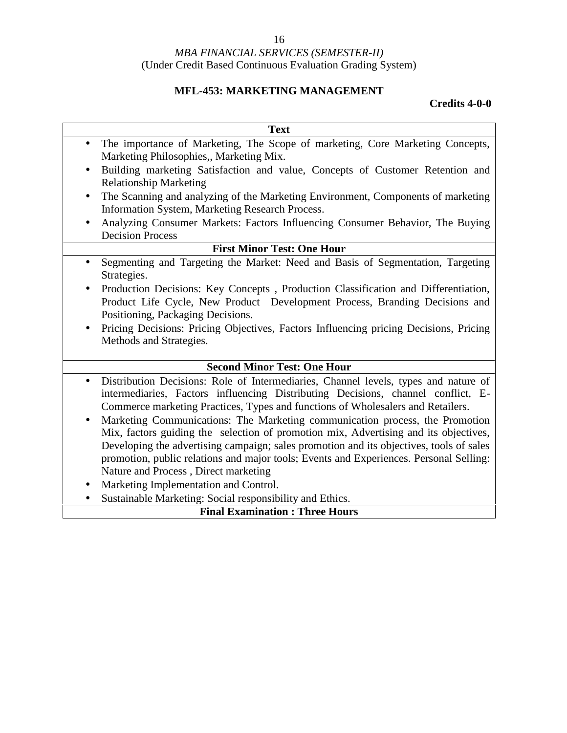*MBA FINANCIAL SERVICES (SEMESTER-II)*
(Under Credit Based Continuous Evaluation Grading System)

## MFL-453: MARKETING MANAGEMENT

**Credits 4-0-0**

| **Text** |
|---|
| • The importance of Marketing, The Scope of marketing, Core Marketing Concepts, Marketing Philosophies,, Marketing Mix.<br>• Building marketing Satisfaction and value, Concepts of Customer Retention and Relationship Marketing<br>• The Scanning and analyzing of the Marketing Environment, Components of marketing Information System, Marketing Research Process.<br>• Analyzing Consumer Markets: Factors Influencing Consumer Behavior, The Buying Decision Process |
| **First Minor Test: One Hour** |
| • Segmenting and Targeting the Market: Need and Basis of Segmentation, Targeting Strategies.<br>• Production Decisions: Key Concepts , Production Classification and Differentiation, Product Life Cycle, New Product Development Process, Branding Decisions and Positioning, Packaging Decisions.<br>• Pricing Decisions: Pricing Objectives, Factors Influencing pricing Decisions, Pricing Methods and Strategies. |
| **Second Minor Test: One Hour** |
| • Distribution Decisions: Role of Intermediaries, Channel levels, types and nature of intermediaries, Factors influencing Distributing Decisions, channel conflict, E-Commerce marketing Practices, Types and functions of Wholesalers and Retailers.<br>• Marketing Communications: The Marketing communication process, the Promotion Mix, factors guiding the selection of promotion mix, Advertising and its objectives, Developing the advertising campaign; sales promotion and its objectives, tools of sales promotion, public relations and major tools; Events and Experiences. Personal Selling: Nature and Process , Direct marketing<br>• Marketing Implementation and Control.<br>• Sustainable Marketing: Social responsibility and Ethics. |
| **Final Examination : Three Hours** |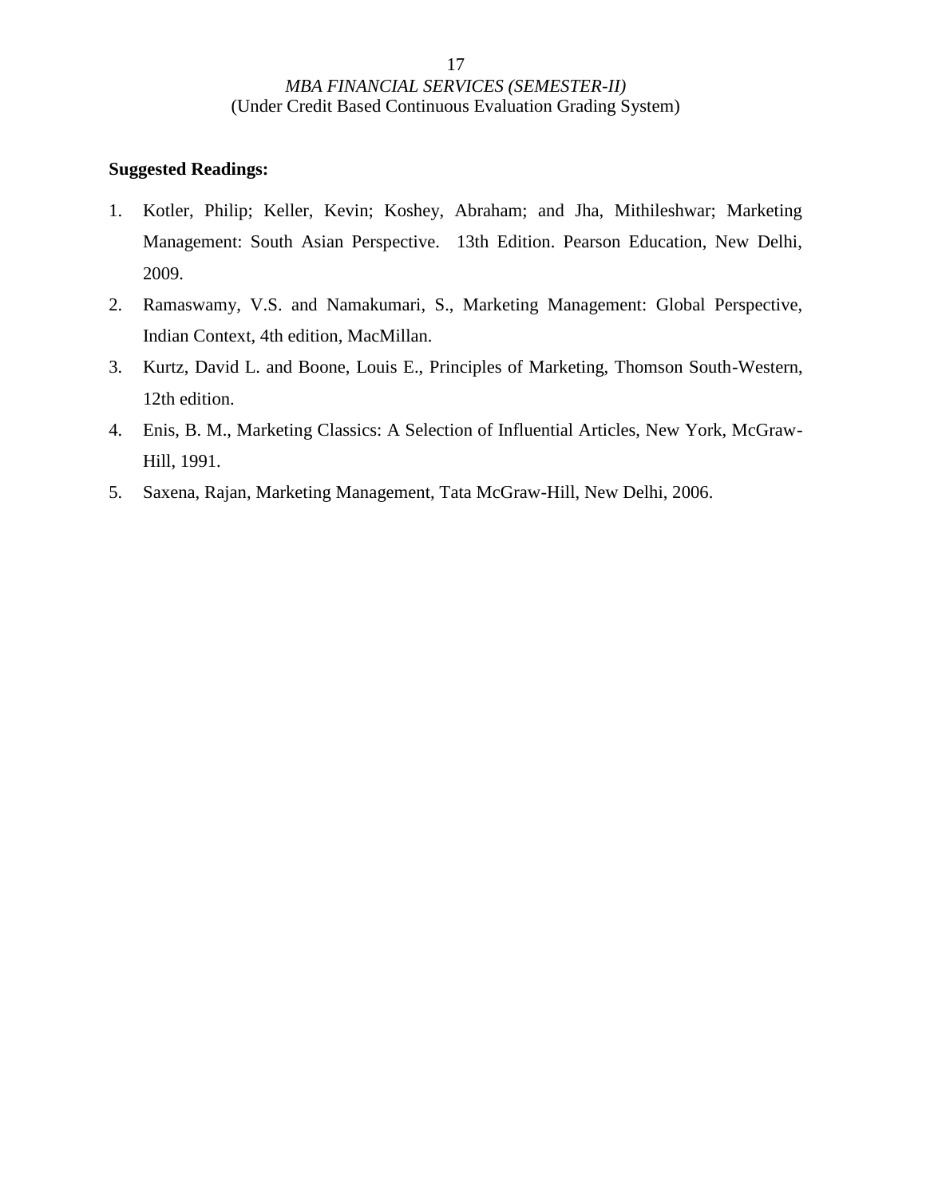**Suggested Readings:**

1. Kotler, Philip; Keller, Kevin; Koshey, Abraham; and Jha, Mithileshwar; Marketing Management: South Asian Perspective. 13th Edition. Pearson Education, New Delhi, 2009.
2. Ramaswamy, V.S. and Namakumari, S., Marketing Management: Global Perspective, Indian Context, 4th edition, MacMillan.
3. Kurtz, David L. and Boone, Louis E., Principles of Marketing, Thomson South-Western, 12th edition.
4. Enis, B. M., Marketing Classics: A Selection of Influential Articles, New York, McGraw-Hill, 1991.
5. Saxena, Rajan, Marketing Management, Tata McGraw-Hill, New Delhi, 2006.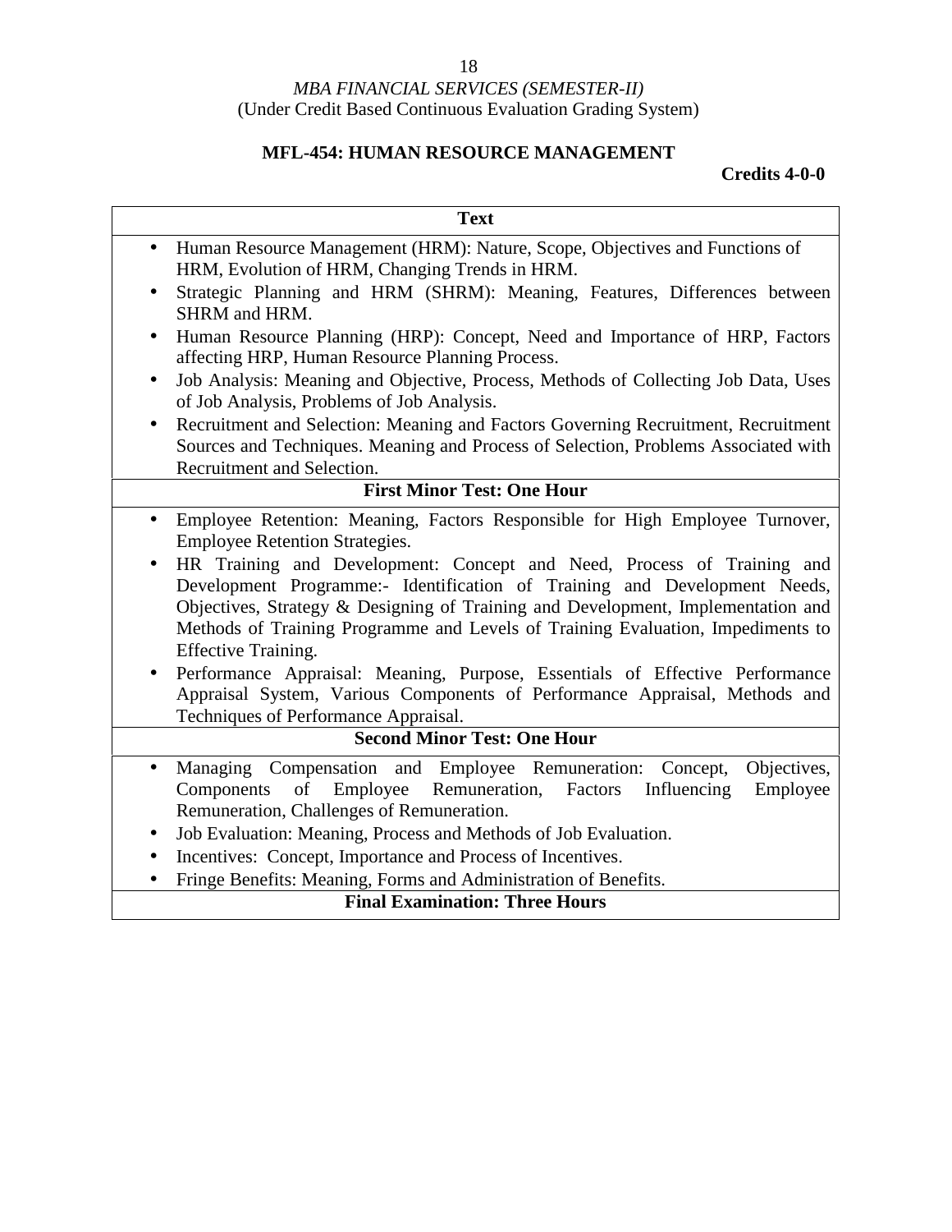*MBA FINANCIAL SERVICES (SEMESTER-II)*
(Under Credit Based Continuous Evaluation Grading System)

**MFL-454: HUMAN RESOURCE MANAGEMENT**

**Credits 4-0-0**

| **Text** |
|---|
| • Human Resource Management (HRM): Nature, Scope, Objectives and Functions of HRM, Evolution of HRM, Changing Trends in HRM.<br>• Strategic Planning and HRM (SHRM): Meaning, Features, Differences between SHRM and HRM.<br>• Human Resource Planning (HRP): Concept, Need and Importance of HRP, Factors affecting HRP, Human Resource Planning Process.<br>• Job Analysis: Meaning and Objective, Process, Methods of Collecting Job Data, Uses of Job Analysis, Problems of Job Analysis.<br>• Recruitment and Selection: Meaning and Factors Governing Recruitment, Recruitment Sources and Techniques. Meaning and Process of Selection, Problems Associated with Recruitment and Selection. |
| **First Minor Test: One Hour** |
| • Employee Retention: Meaning, Factors Responsible for High Employee Turnover, Employee Retention Strategies.<br>• HR Training and Development: Concept and Need, Process of Training and Development Programme:- Identification of Training and Development Needs, Objectives, Strategy & Designing of Training and Development, Implementation and Methods of Training Programme and Levels of Training Evaluation, Impediments to Effective Training.<br>• Performance Appraisal: Meaning, Purpose, Essentials of Effective Performance Appraisal System, Various Components of Performance Appraisal, Methods and Techniques of Performance Appraisal. |
| **Second Minor Test: One Hour** |
| • Managing Compensation and Employee Remuneration: Concept, Objectives, Components of Employee Remuneration, Factors Influencing Employee Remuneration, Challenges of Remuneration.<br>• Job Evaluation: Meaning, Process and Methods of Job Evaluation.<br>• Incentives: Concept, Importance and Process of Incentives.<br>• Fringe Benefits: Meaning, Forms and Administration of Benefits. |
| **Final Examination: Three Hours** |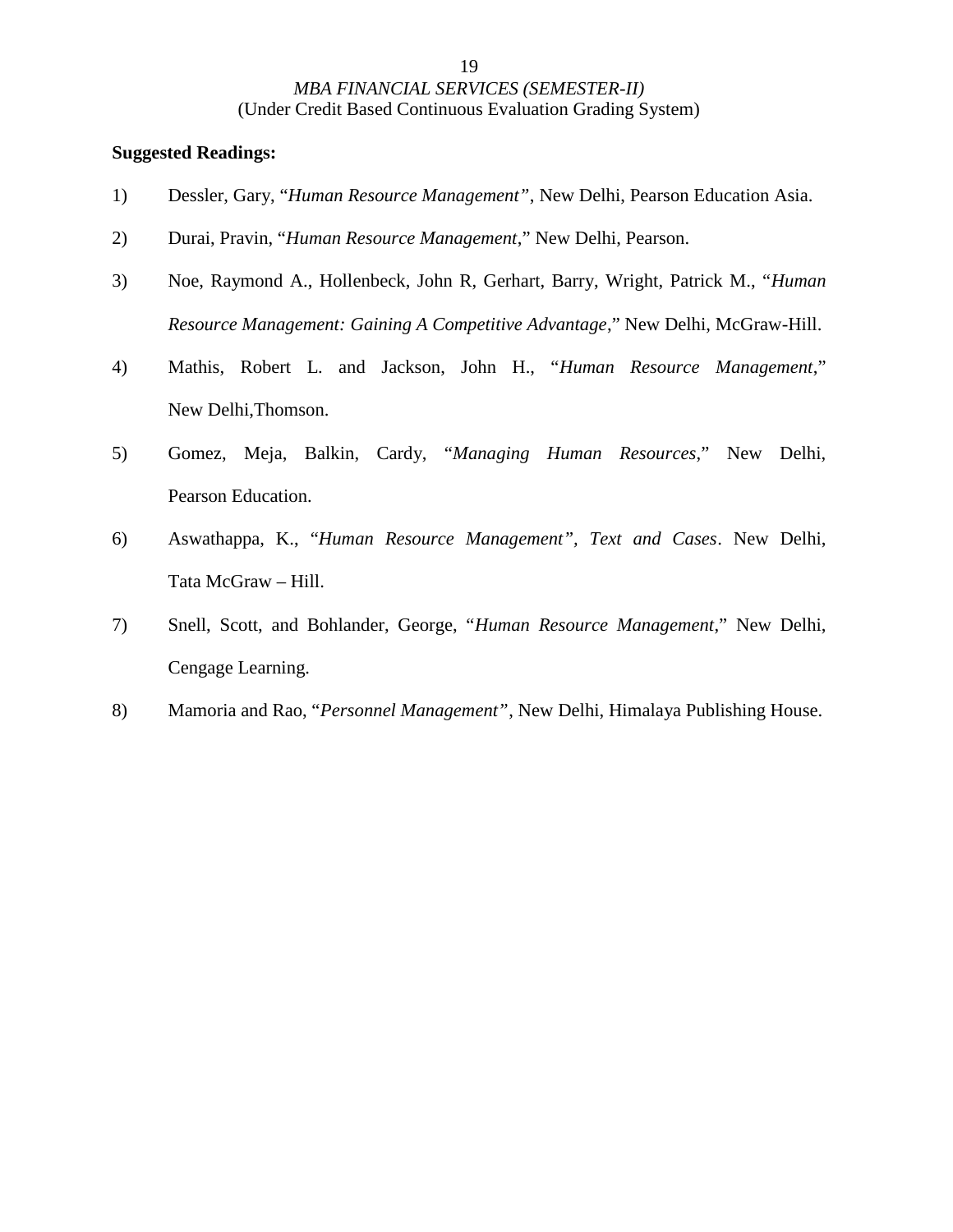**Suggested Readings:**

1) Dessler, Gary, "*Human Resource Management"*, New Delhi, Pearson Education Asia.

2) Durai, Pravin, "*Human Resource Management*," New Delhi, Pearson.

3) Noe, Raymond A., Hollenbeck, John R, Gerhart, Barry, Wright, Patrick M., "*Human Resource Management: Gaining A Competitive Advantage*," New Delhi, McGraw-Hill.

4) Mathis, Robert L. and Jackson, John H., "*Human Resource Management*," New Delhi,Thomson.

5) Gomez, Meja, Balkin, Cardy, "*Managing Human Resources*," New Delhi, Pearson Education.

6) Aswathappa, K., "*Human Resource Management", Text and Cases*. New Delhi, Tata McGraw – Hill.

7) Snell, Scott, and Bohlander, George, "*Human Resource Management*," New Delhi, Cengage Learning.

8) Mamoria and Rao, "*Personnel Management"*, New Delhi, Himalaya Publishing House.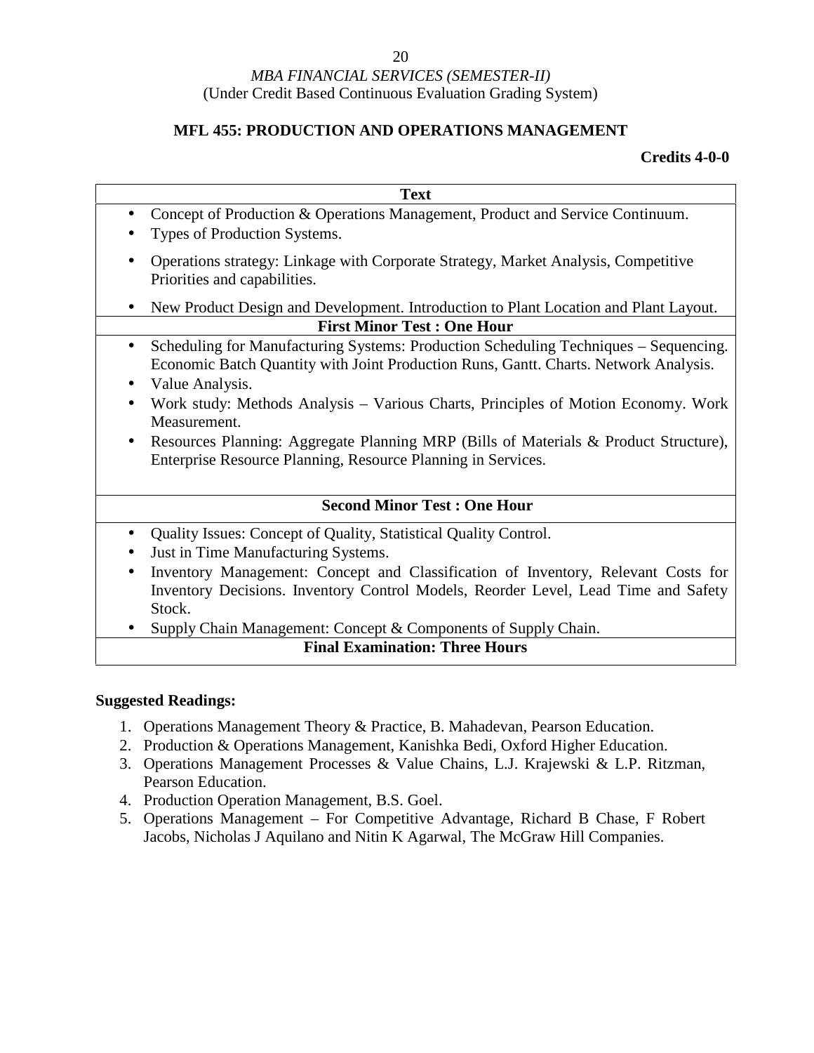*MBA FINANCIAL SERVICES (SEMESTER-II)*
(Under Credit Based Continuous Evaluation Grading System)

## MFL 455: PRODUCTION AND OPERATIONS MANAGEMENT

**Credits 4-0-0**

| Text |
|---|
| • Concept of Production & Operations Management, Product and Service Continuum.<br>• Types of Production Systems.<br>• Operations strategy: Linkage with Corporate Strategy, Market Analysis, Competitive Priorities and capabilities.<br>• New Product Design and Development. Introduction to Plant Location and Plant Layout. |
| **First Minor Test : One Hour** |
| • Scheduling for Manufacturing Systems: Production Scheduling Techniques – Sequencing. Economic Batch Quantity with Joint Production Runs, Gantt. Charts. Network Analysis.<br>• Value Analysis.<br>• Work study: Methods Analysis – Various Charts, Principles of Motion Economy. Work Measurement.<br>• Resources Planning: Aggregate Planning MRP (Bills of Materials & Product Structure), Enterprise Resource Planning, Resource Planning in Services. |
| **Second Minor Test : One Hour** |
| • Quality Issues: Concept of Quality, Statistical Quality Control.<br>• Just in Time Manufacturing Systems.<br>• Inventory Management: Concept and Classification of Inventory, Relevant Costs for Inventory Decisions. Inventory Control Models, Reorder Level, Lead Time and Safety Stock.<br>• Supply Chain Management: Concept & Components of Supply Chain. |
| **Final Examination: Three Hours** |

**Suggested Readings:**

1. Operations Management Theory & Practice, B. Mahadevan, Pearson Education.
2. Production & Operations Management, Kanishka Bedi, Oxford Higher Education.
3. Operations Management Processes & Value Chains, L.J. Krajewski & L.P. Ritzman, Pearson Education.
4. Production Operation Management, B.S. Goel.
5. Operations Management – For Competitive Advantage, Richard B Chase, F Robert Jacobs, Nicholas J Aquilano and Nitin K Agarwal, The McGraw Hill Companies.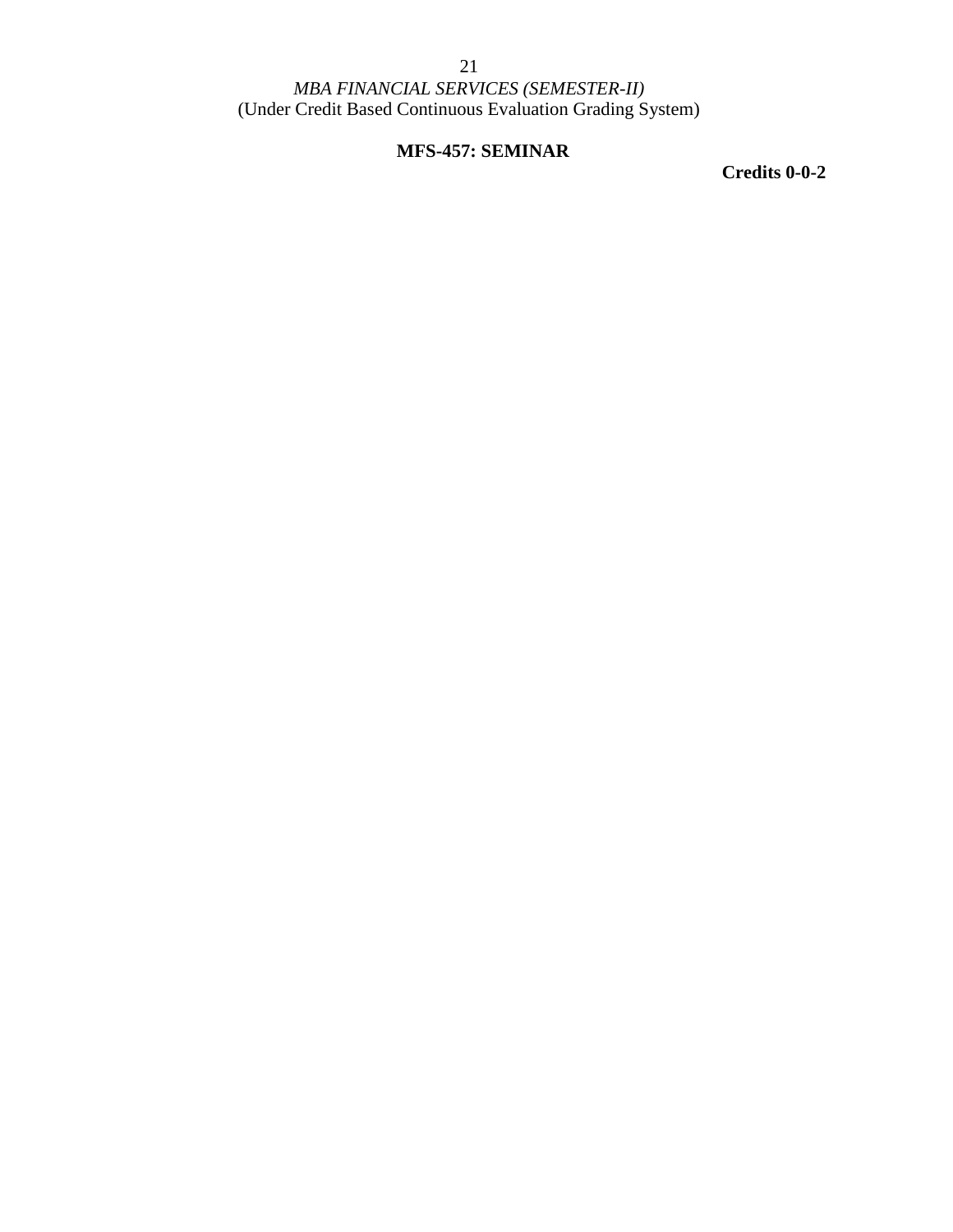*MBA FINANCIAL SERVICES (SEMESTER-II)*
(Under Credit Based Continuous Evaluation Grading System)

## MFS-457: SEMINAR

**Credits 0-0-2**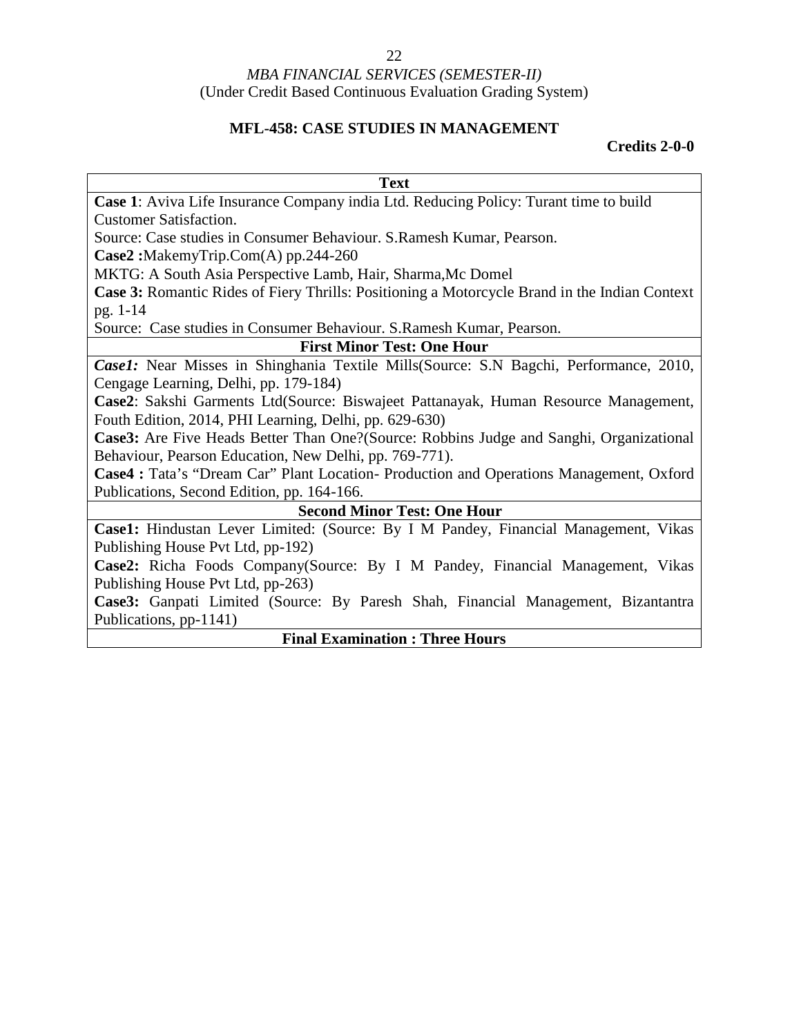*MBA FINANCIAL SERVICES (SEMESTER-II)*

(Under Credit Based Continuous Evaluation Grading System)

**MFL-458: CASE STUDIES IN MANAGEMENT**

**Credits 2-0-0**

| **Text** |
|---|
| **Case 1**: Aviva Life Insurance Company india Ltd. Reducing Policy: Turant time to build Customer Satisfaction.<br>Source: Case studies in Consumer Behaviour. S.Ramesh Kumar, Pearson.<br>**Case2 :**MakemyTrip.Com(A) pp.244-260<br>MKTG: A South Asia Perspective Lamb, Hair, Sharma,Mc Domel<br>**Case 3:** Romantic Rides of Fiery Thrills: Positioning a Motorcycle Brand in the Indian Context pg. 1-14<br>Source: Case studies in Consumer Behaviour. S.Ramesh Kumar, Pearson. |
| **First Minor Test: One Hour** |
| ***Case1:*** Near Misses in Shinghania Textile Mills(Source: S.N Bagchi, Performance, 2010, Cengage Learning, Delhi, pp. 179-184)<br>**Case2**: Sakshi Garments Ltd(Source: Biswajeet Pattanayak, Human Resource Management, Fouth Edition, 2014, PHI Learning, Delhi, pp. 629-630)<br>**Case3:** Are Five Heads Better Than One?(Source: Robbins Judge and Sanghi, Organizational Behaviour, Pearson Education, New Delhi, pp. 769-771).<br>**Case4 :** Tata's "Dream Car" Plant Location- Production and Operations Management, Oxford Publications, Second Edition, pp. 164-166. |
| **Second Minor Test: One Hour** |
| **Case1:** Hindustan Lever Limited: (Source: By I M Pandey, Financial Management, Vikas Publishing House Pvt Ltd, pp-192)<br>**Case2:** Richa Foods Company(Source: By I M Pandey, Financial Management, Vikas Publishing House Pvt Ltd, pp-263)<br>**Case3:** Ganpati Limited (Source: By Paresh Shah, Financial Management, Bizantantra Publications, pp-1141) |
| **Final Examination : Three Hours** |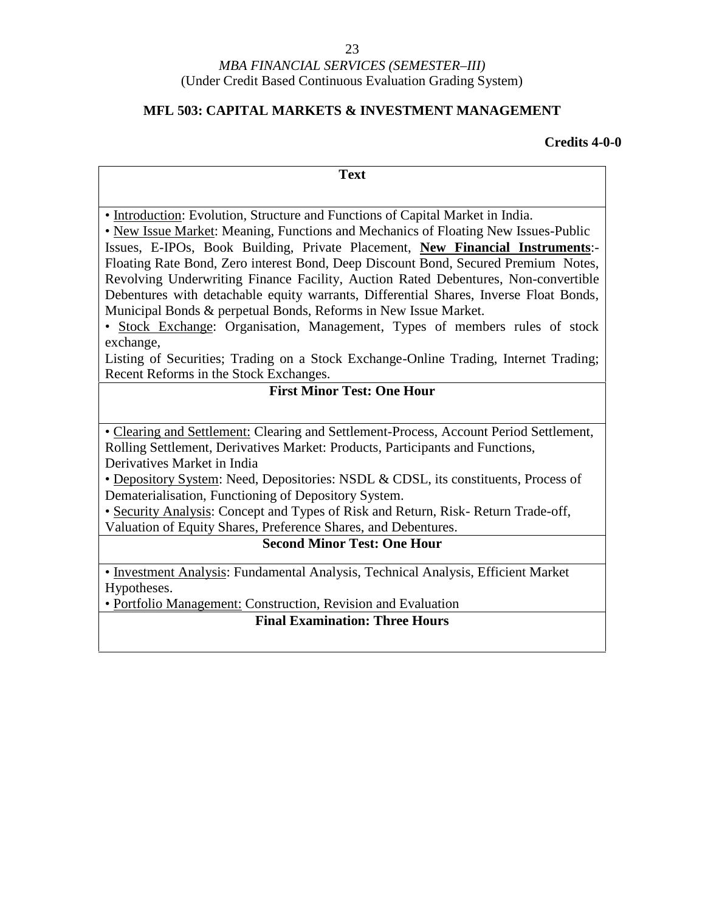*MBA FINANCIAL SERVICES (SEMESTER–III)*
(Under Credit Based Continuous Evaluation Grading System)

**MFL 503: CAPITAL MARKETS & INVESTMENT MANAGEMENT**

**Credits 4-0-0**

| **Text** |
|---|
| • Introduction: Evolution, Structure and Functions of Capital Market in India.<br>• New Issue Market: Meaning, Functions and Mechanics of Floating New Issues-Public Issues, E-IPOs, Book Building, Private Placement, **New Financial Instruments**:- Floating Rate Bond, Zero interest Bond, Deep Discount Bond, Secured Premium Notes, Revolving Underwriting Finance Facility, Auction Rated Debentures, Non-convertible Debentures with detachable equity warrants, Differential Shares, Inverse Float Bonds, Municipal Bonds & perpetual Bonds, Reforms in New Issue Market.<br>• Stock Exchange: Organisation, Management, Types of members rules of stock exchange,<br>Listing of Securities; Trading on a Stock Exchange-Online Trading, Internet Trading; Recent Reforms in the Stock Exchanges. |
| **First Minor Test: One Hour** |
| • Clearing and Settlement: Clearing and Settlement-Process, Account Period Settlement, Rolling Settlement, Derivatives Market: Products, Participants and Functions, Derivatives Market in India<br>• Depository System: Need, Depositories: NSDL & CDSL, its constituents, Process of Dematerialisation, Functioning of Depository System.<br>• Security Analysis: Concept and Types of Risk and Return, Risk- Return Trade-off, Valuation of Equity Shares, Preference Shares, and Debentures. |
| **Second Minor Test: One Hour** |
| • Investment Analysis: Fundamental Analysis, Technical Analysis, Efficient Market Hypotheses.<br>• Portfolio Management: Construction, Revision and Evaluation |
| **Final Examination: Three Hours** |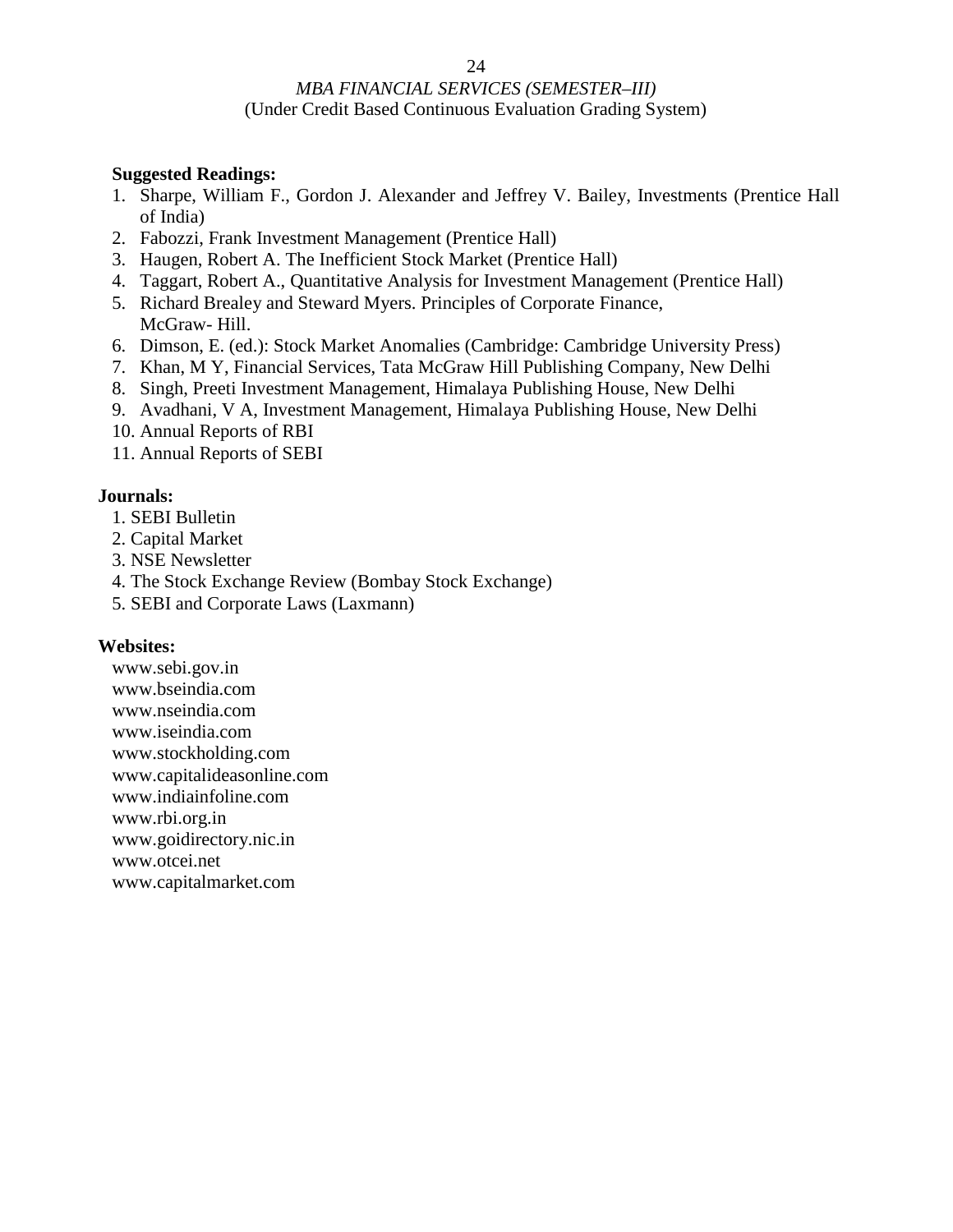**Suggested Readings:**

1. Sharpe, William F., Gordon J. Alexander and Jeffrey V. Bailey, Investments (Prentice Hall of India)
2. Fabozzi, Frank Investment Management (Prentice Hall)
3. Haugen, Robert A. The Inefficient Stock Market (Prentice Hall)
4. Taggart, Robert A., Quantitative Analysis for Investment Management (Prentice Hall)
5. Richard Brealey and Steward Myers. Principles of Corporate Finance, McGraw- Hill.
6. Dimson, E. (ed.): Stock Market Anomalies (Cambridge: Cambridge University Press)
7. Khan, M Y, Financial Services, Tata McGraw Hill Publishing Company, New Delhi
8. Singh, Preeti Investment Management, Himalaya Publishing House, New Delhi
9. Avadhani, V A, Investment Management, Himalaya Publishing House, New Delhi
10. Annual Reports of RBI
11. Annual Reports of SEBI

**Journals:**

1. SEBI Bulletin
2. Capital Market
3. NSE Newsletter
4. The Stock Exchange Review (Bombay Stock Exchange)
5. SEBI and Corporate Laws (Laxmann)

**Websites:**

www.sebi.gov.in
www.bseindia.com
www.nseindia.com
www.iseindia.com
www.stockholding.com
www.capitalideasonline.com
www.indiainfoline.com
www.rbi.org.in
www.goidirectory.nic.in
www.otcei.net
www.capitalmarket.com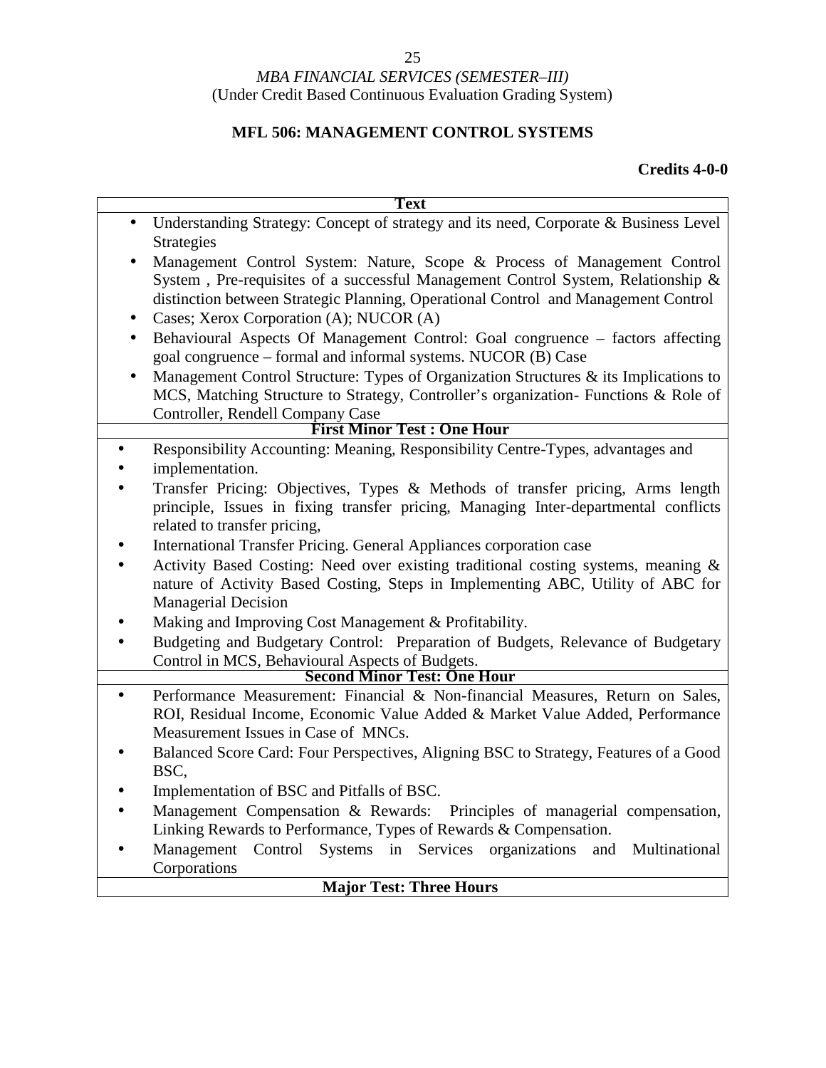*MBA FINANCIAL SERVICES (SEMESTER–III)*
(Under Credit Based Continuous Evaluation Grading System)

## MFL 506: MANAGEMENT CONTROL SYSTEMS

**Credits 4-0-0**

| **Text** |
|---|
| • Understanding Strategy: Concept of strategy and its need, Corporate & Business Level Strategies<br>• Management Control System: Nature, Scope & Process of Management Control System , Pre-requisites of a successful Management Control System, Relationship & distinction between Strategic Planning, Operational Control and Management Control<br>• Cases; Xerox Corporation (A); NUCOR (A)<br>• Behavioural Aspects Of Management Control: Goal congruence – factors affecting goal congruence – formal and informal systems. NUCOR (B) Case<br>• Management Control Structure: Types of Organization Structures & its Implications to MCS, Matching Structure to Strategy, Controller's organization- Functions & Role of Controller, Rendell Company Case |
| **First Minor Test : One Hour** |
| • Responsibility Accounting: Meaning, Responsibility Centre-Types, advantages and<br>• implementation.<br>• Transfer Pricing: Objectives, Types & Methods of transfer pricing, Arms length principle, Issues in fixing transfer pricing, Managing Inter-departmental conflicts related to transfer pricing,<br>• International Transfer Pricing. General Appliances corporation case<br>• Activity Based Costing: Need over existing traditional costing systems, meaning & nature of Activity Based Costing, Steps in Implementing ABC, Utility of ABC for Managerial Decision<br>• Making and Improving Cost Management & Profitability.<br>• Budgeting and Budgetary Control: Preparation of Budgets, Relevance of Budgetary Control in MCS, Behavioural Aspects of Budgets. |
| **Second Minor Test: One Hour** |
| • Performance Measurement: Financial & Non-financial Measures, Return on Sales, ROI, Residual Income, Economic Value Added & Market Value Added, Performance Measurement Issues in Case of MNCs.<br>• Balanced Score Card: Four Perspectives, Aligning BSC to Strategy, Features of a Good BSC,<br>• Implementation of BSC and Pitfalls of BSC.<br>• Management Compensation & Rewards: Principles of managerial compensation, Linking Rewards to Performance, Types of Rewards & Compensation.<br>• Management Control Systems in Services organizations and Multinational Corporations |
| **Major Test: Three Hours** |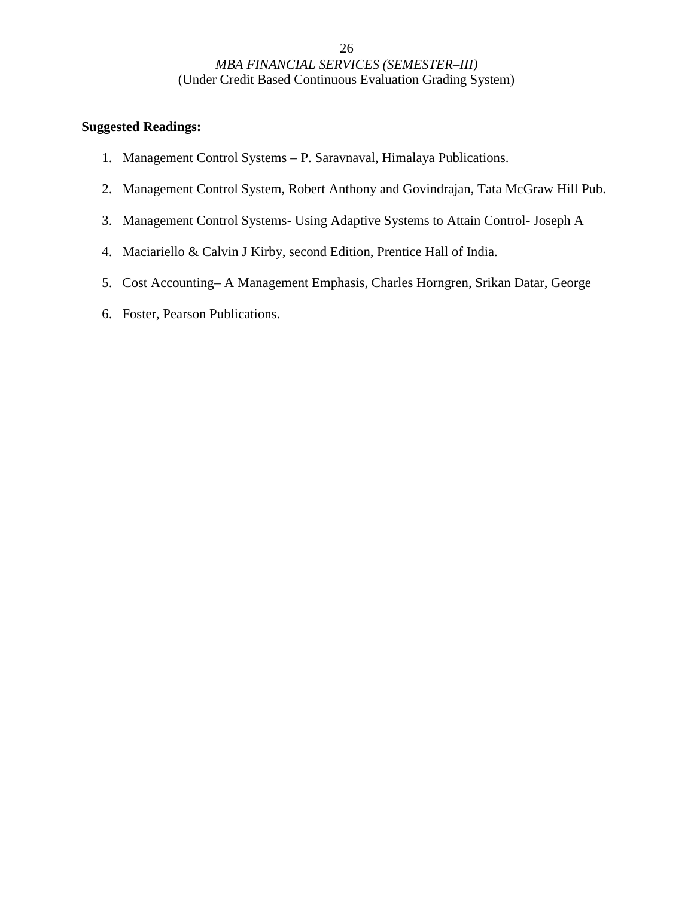**Suggested Readings:**

1. Management Control Systems – P. Saravnaval, Himalaya Publications.
2. Management Control System, Robert Anthony and Govindrajan, Tata McGraw Hill Pub.
3. Management Control Systems- Using Adaptive Systems to Attain Control- Joseph A
4. Maciariello & Calvin J Kirby, second Edition, Prentice Hall of India.
5. Cost Accounting– A Management Emphasis, Charles Horngren, Srikan Datar, George
6. Foster, Pearson Publications.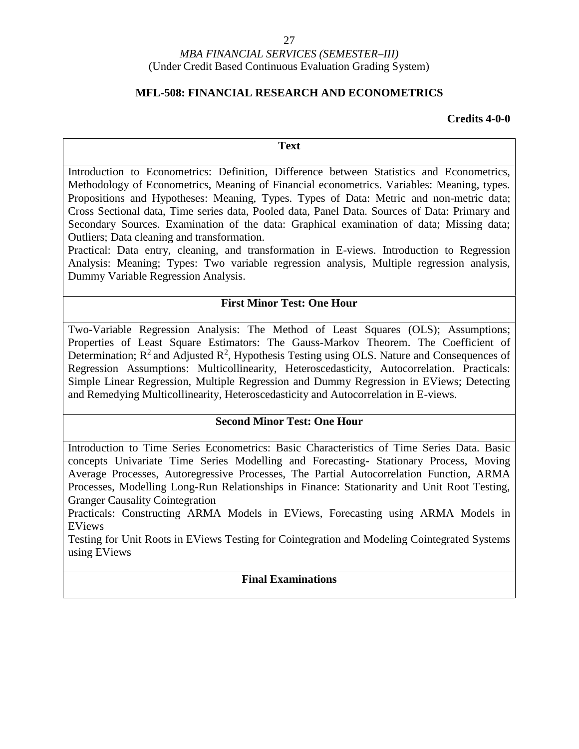*MBA FINANCIAL SERVICES (SEMESTER–III)*
(Under Credit Based Continuous Evaluation Grading System)

## MFL-508: FINANCIAL RESEARCH AND ECONOMETRICS

**Credits 4-0-0**

| **Text** |
|---|
| Introduction to Econometrics: Definition, Difference between Statistics and Econometrics, Methodology of Econometrics, Meaning of Financial econometrics. Variables: Meaning, types. Propositions and Hypotheses: Meaning, Types. Types of Data: Metric and non-metric data; Cross Sectional data, Time series data, Pooled data, Panel Data. Sources of Data: Primary and Secondary Sources. Examination of the data: Graphical examination of data; Missing data; Outliers; Data cleaning and transformation.<br>Practical: Data entry, cleaning, and transformation in E-views. Introduction to Regression Analysis: Meaning; Types: Two variable regression analysis, Multiple regression analysis, Dummy Variable Regression Analysis. |
| **First Minor Test: One Hour** |
| Two-Variable Regression Analysis: The Method of Least Squares (OLS); Assumptions; Properties of Least Square Estimators: The Gauss-Markov Theorem. The Coefficient of Determination; $R^2$ and Adjusted $R^2$, Hypothesis Testing using OLS. Nature and Consequences of Regression Assumptions: Multicollinearity, Heteroscedasticity, Autocorrelation. Practicals: Simple Linear Regression, Multiple Regression and Dummy Regression in EViews; Detecting and Remedying Multicollinearity, Heteroscedasticity and Autocorrelation in E-views. |
| **Second Minor Test: One Hour** |
| Introduction to Time Series Econometrics: Basic Characteristics of Time Series Data. Basic concepts Univariate Time Series Modelling and Forecasting- Stationary Process, Moving Average Processes, Autoregressive Processes, The Partial Autocorrelation Function, ARMA Processes, Modelling Long-Run Relationships in Finance: Stationarity and Unit Root Testing, Granger Causality Cointegration<br>Practicals: Constructing ARMA Models in EViews, Forecasting using ARMA Models in EViews<br>Testing for Unit Roots in EViews Testing for Cointegration and Modeling Cointegrated Systems using EViews |
| **Final Examinations** |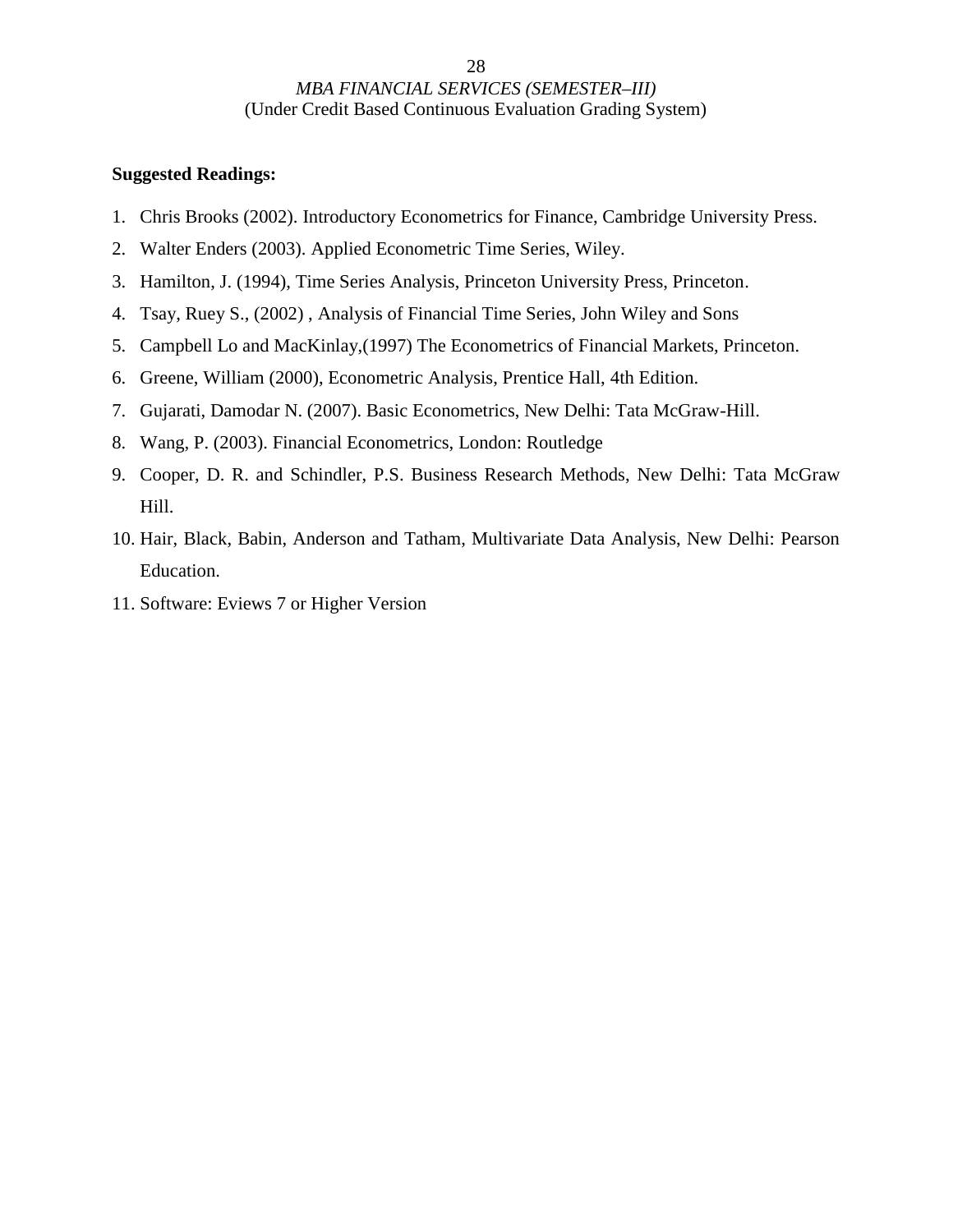**Suggested Readings:**

1. Chris Brooks (2002). Introductory Econometrics for Finance, Cambridge University Press.
2. Walter Enders (2003). Applied Econometric Time Series, Wiley.
3. Hamilton, J. (1994), Time Series Analysis, Princeton University Press, Princeton.
4. Tsay, Ruey S., (2002) , Analysis of Financial Time Series, John Wiley and Sons
5. Campbell Lo and MacKinlay,(1997) The Econometrics of Financial Markets, Princeton.
6. Greene, William (2000), Econometric Analysis, Prentice Hall, 4th Edition.
7. Gujarati, Damodar N. (2007). Basic Econometrics, New Delhi: Tata McGraw-Hill.
8. Wang, P. (2003). Financial Econometrics, London: Routledge
9. Cooper, D. R. and Schindler, P.S. Business Research Methods, New Delhi: Tata McGraw Hill.
10. Hair, Black, Babin, Anderson and Tatham, Multivariate Data Analysis, New Delhi: Pearson Education.
11. Software: Eviews 7 or Higher Version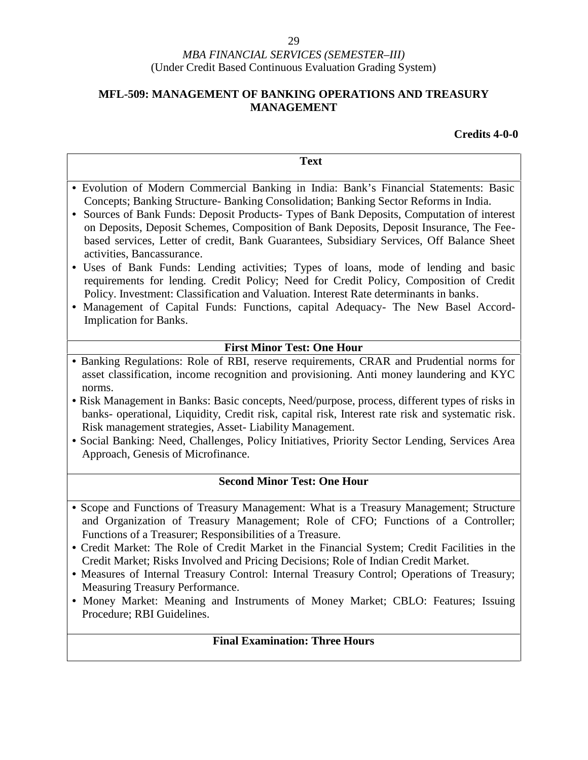*MBA FINANCIAL SERVICES (SEMESTER–III)*
(Under Credit Based Continuous Evaluation Grading System)

## MFL-509: MANAGEMENT OF BANKING OPERATIONS AND TREASURY MANAGEMENT

**Credits 4-0-0**

**Text**

- Evolution of Modern Commercial Banking in India: Bank's Financial Statements: Basic Concepts; Banking Structure- Banking Consolidation; Banking Sector Reforms in India.
- Sources of Bank Funds: Deposit Products- Types of Bank Deposits, Computation of interest on Deposits, Deposit Schemes, Composition of Bank Deposits, Deposit Insurance, The Fee-based services, Letter of credit, Bank Guarantees, Subsidiary Services, Off Balance Sheet activities, Bancassurance.
- Uses of Bank Funds: Lending activities; Types of loans, mode of lending and basic requirements for lending. Credit Policy; Need for Credit Policy, Composition of Credit Policy. Investment: Classification and Valuation. Interest Rate determinants in banks.
- Management of Capital Funds: Functions, capital Adequacy- The New Basel Accord- Implication for Banks.

**First Minor Test: One Hour**

- Banking Regulations: Role of RBI, reserve requirements, CRAR and Prudential norms for asset classification, income recognition and provisioning. Anti money laundering and KYC norms.
- Risk Management in Banks: Basic concepts, Need/purpose, process, different types of risks in banks- operational, Liquidity, Credit risk, capital risk, Interest rate risk and systematic risk. Risk management strategies, Asset- Liability Management.
- Social Banking: Need, Challenges, Policy Initiatives, Priority Sector Lending, Services Area Approach, Genesis of Microfinance.

**Second Minor Test: One Hour**

- Scope and Functions of Treasury Management: What is a Treasury Management; Structure and Organization of Treasury Management; Role of CFO; Functions of a Controller; Functions of a Treasurer; Responsibilities of a Treasure.
- Credit Market: The Role of Credit Market in the Financial System; Credit Facilities in the Credit Market; Risks Involved and Pricing Decisions; Role of Indian Credit Market.
- Measures of Internal Treasury Control: Internal Treasury Control; Operations of Treasury; Measuring Treasury Performance.
- Money Market: Meaning and Instruments of Money Market; CBLO: Features; Issuing Procedure; RBI Guidelines.

**Final Examination: Three Hours**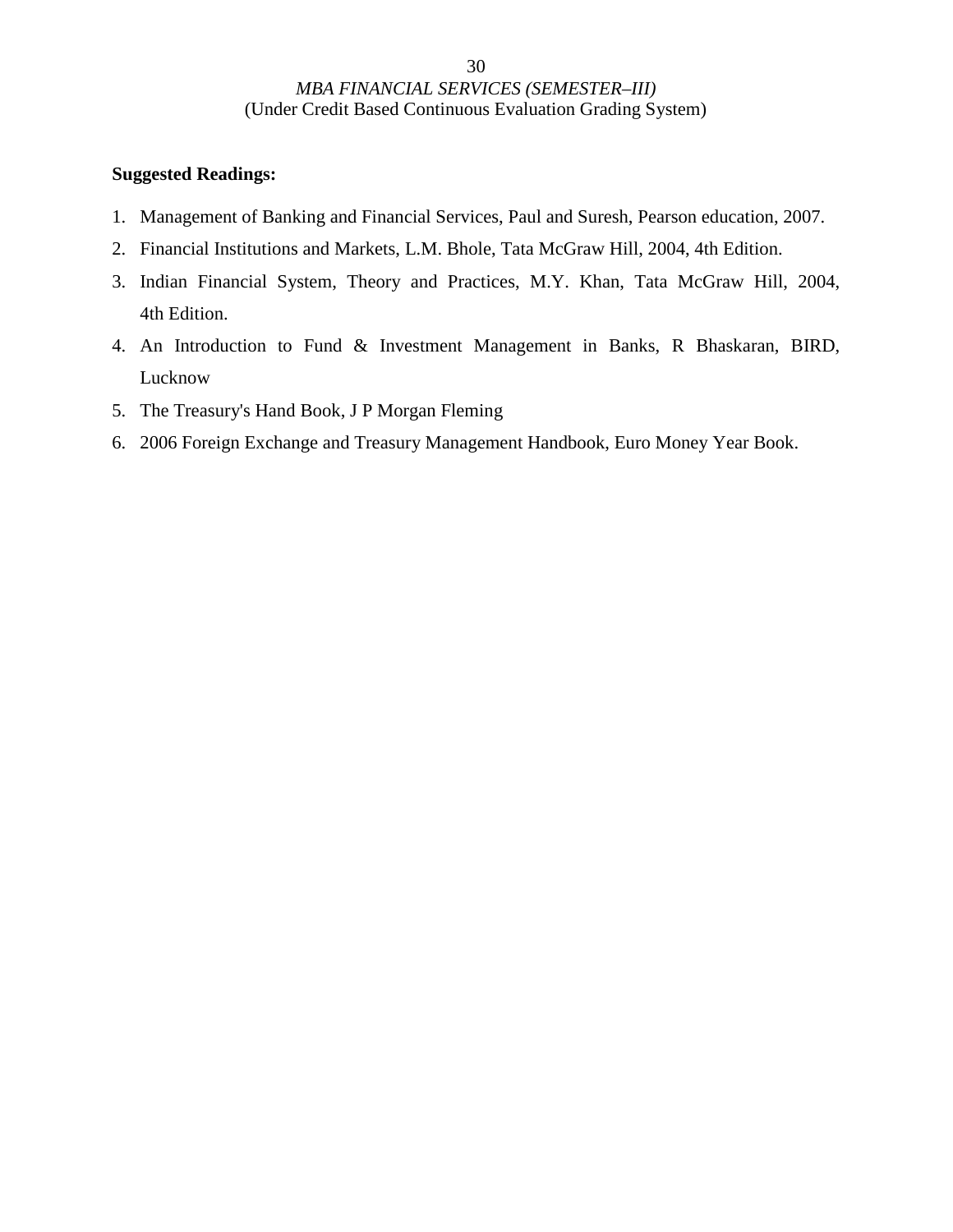**Suggested Readings:**

1. Management of Banking and Financial Services, Paul and Suresh, Pearson education, 2007.
2. Financial Institutions and Markets, L.M. Bhole, Tata McGraw Hill, 2004, 4th Edition.
3. Indian Financial System, Theory and Practices, M.Y. Khan, Tata McGraw Hill, 2004, 4th Edition.
4. An Introduction to Fund & Investment Management in Banks, R Bhaskaran, BIRD, Lucknow
5. The Treasury's Hand Book, J P Morgan Fleming
6. 2006 Foreign Exchange and Treasury Management Handbook, Euro Money Year Book.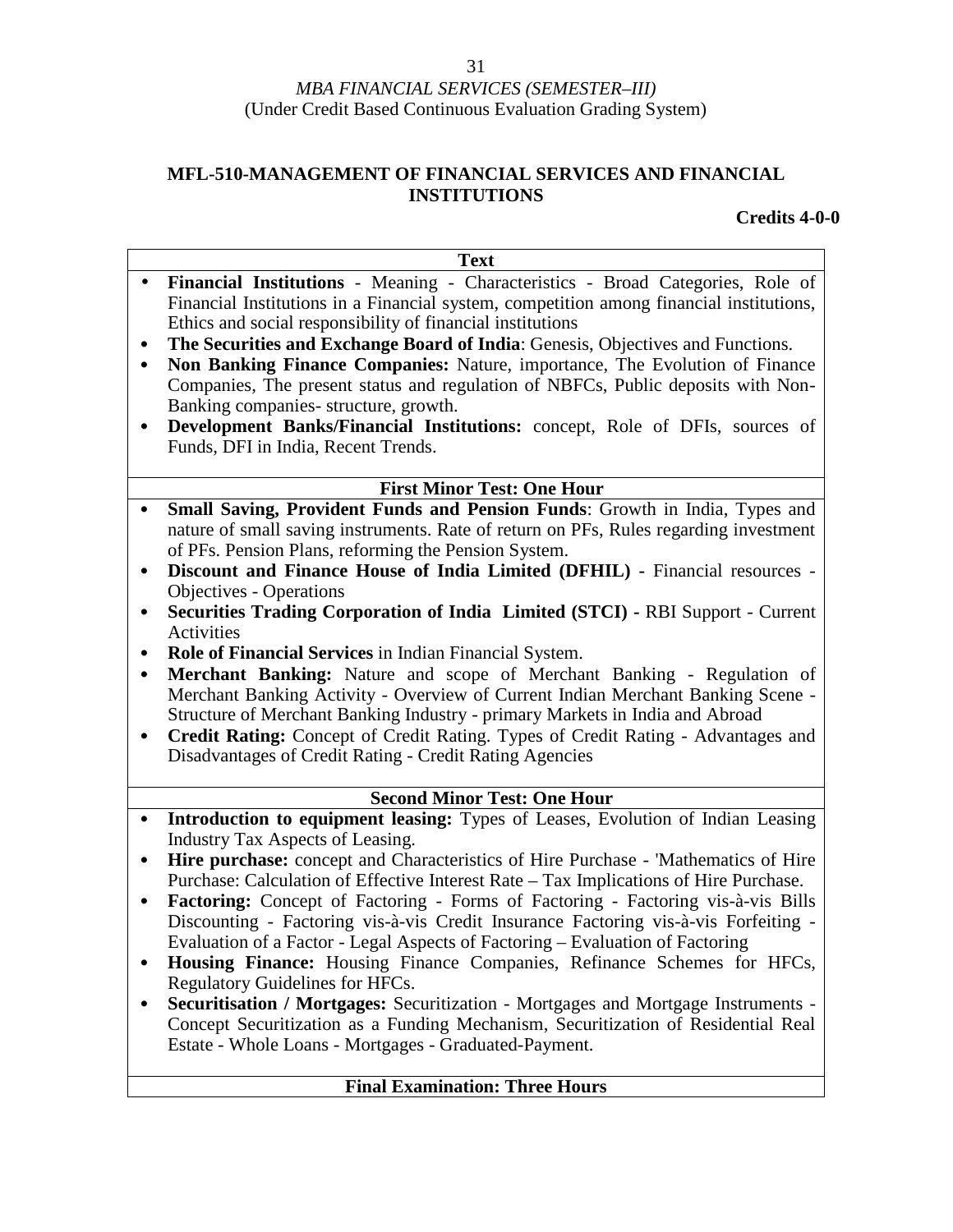*MBA FINANCIAL SERVICES (SEMESTER–III)*
(Under Credit Based Continuous Evaluation Grading System)

## MFL-510-MANAGEMENT OF FINANCIAL SERVICES AND FINANCIAL INSTITUTIONS

**Credits 4-0-0**

| Text |
|---|
| • **Financial Institutions** - Meaning - Characteristics - Broad Categories, Role of Financial Institutions in a Financial system, competition among financial institutions, Ethics and social responsibility of financial institutions<br>• **The Securities and Exchange Board of India**: Genesis, Objectives and Functions.<br>• **Non Banking Finance Companies:** Nature, importance, The Evolution of Finance Companies, The present status and regulation of NBFCs, Public deposits with Non-Banking companies- structure, growth.<br>• **Development Banks/Financial Institutions:** concept, Role of DFIs, sources of Funds, DFI in India, Recent Trends. |
| **First Minor Test: One Hour** |
| • **Small Saving, Provident Funds and Pension Funds**: Growth in India, Types and nature of small saving instruments. Rate of return on PFs, Rules regarding investment of PFs. Pension Plans, reforming the Pension System.<br>• **Discount and Finance House of India Limited (DFHIL) -** Financial resources - Objectives - Operations<br>• **Securities Trading Corporation of India Limited (STCI) -** RBI Support - Current Activities<br>• **Role of Financial Services** in Indian Financial System.<br>• **Merchant Banking:** Nature and scope of Merchant Banking - Regulation of Merchant Banking Activity - Overview of Current Indian Merchant Banking Scene - Structure of Merchant Banking Industry - primary Markets in India and Abroad<br>• **Credit Rating:** Concept of Credit Rating. Types of Credit Rating - Advantages and Disadvantages of Credit Rating - Credit Rating Agencies |
| **Second Minor Test: One Hour** |
| • **Introduction to equipment leasing:** Types of Leases, Evolution of Indian Leasing Industry Tax Aspects of Leasing.<br>• **Hire purchase:** concept and Characteristics of Hire Purchase - 'Mathematics of Hire Purchase: Calculation of Effective Interest Rate – Tax Implications of Hire Purchase.<br>• **Factoring:** Concept of Factoring - Forms of Factoring - Factoring vis-à-vis Bills Discounting - Factoring vis-à-vis Credit Insurance Factoring vis-à-vis Forfeiting - Evaluation of a Factor - Legal Aspects of Factoring – Evaluation of Factoring<br>• **Housing Finance:** Housing Finance Companies, Refinance Schemes for HFCs, Regulatory Guidelines for HFCs.<br>• **Securitisation / Mortgages:** Securitization - Mortgages and Mortgage Instruments - Concept Securitization as a Funding Mechanism, Securitization of Residential Real Estate - Whole Loans - Mortgages - Graduated-Payment. |
| **Final Examination: Three Hours** |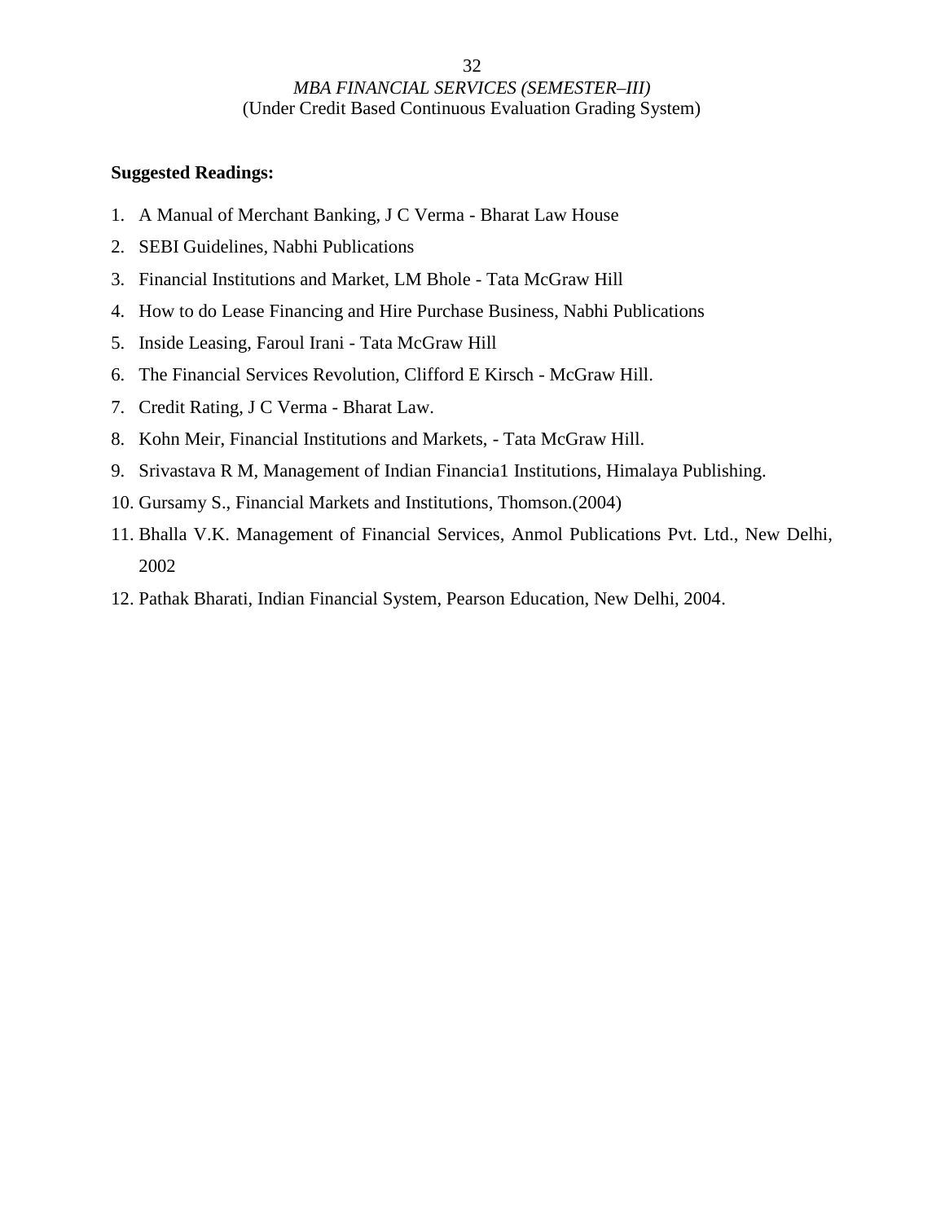**Suggested Readings:**

1. A Manual of Merchant Banking, J C Verma - Bharat Law House
2. SEBI Guidelines, Nabhi Publications
3. Financial Institutions and Market, LM Bhole - Tata McGraw Hill
4. How to do Lease Financing and Hire Purchase Business, Nabhi Publications
5. Inside Leasing, Faroul Irani - Tata McGraw Hill
6. The Financial Services Revolution, Clifford E Kirsch - McGraw Hill.
7. Credit Rating, J C Verma - Bharat Law.
8. Kohn Meir, Financial Institutions and Markets, - Tata McGraw Hill.
9. Srivastava R M, Management of Indian Financia1 Institutions, Himalaya Publishing.
10. Gursamy S., Financial Markets and Institutions, Thomson.(2004)
11. Bhalla V.K. Management of Financial Services, Anmol Publications Pvt. Ltd., New Delhi, 2002
12. Pathak Bharati, Indian Financial System, Pearson Education, New Delhi, 2004.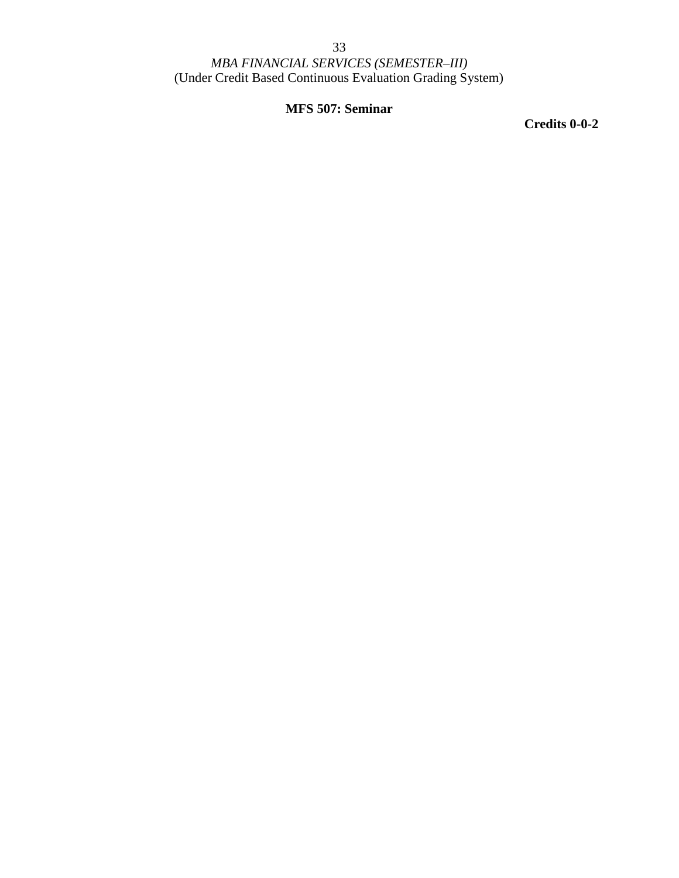*MBA FINANCIAL SERVICES (SEMESTER–III)*
(Under Credit Based Continuous Evaluation Grading System)

## MFS 507: Seminar

**Credits 0-0-2**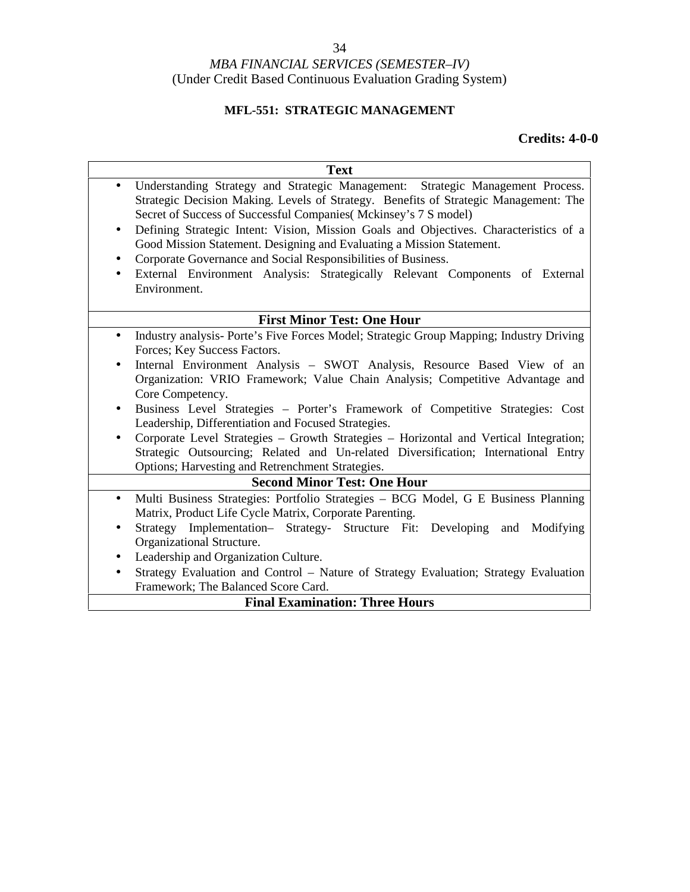*MBA FINANCIAL SERVICES (SEMESTER–IV)*
(Under Credit Based Continuous Evaluation Grading System)

**MFL-551: STRATEGIC MANAGEMENT**

**Credits: 4-0-0**

| **Text** |
|---|
| • Understanding Strategy and Strategic Management: Strategic Management Process. Strategic Decision Making. Levels of Strategy. Benefits of Strategic Management: The Secret of Success of Successful Companies( Mckinsey's 7 S model)<br>• Defining Strategic Intent: Vision, Mission Goals and Objectives. Characteristics of a Good Mission Statement. Designing and Evaluating a Mission Statement.<br>• Corporate Governance and Social Responsibilities of Business.<br>• External Environment Analysis: Strategically Relevant Components of External Environment. |
| **First Minor Test: One Hour** |
| • Industry analysis- Porte's Five Forces Model; Strategic Group Mapping; Industry Driving Forces; Key Success Factors.<br>• Internal Environment Analysis – SWOT Analysis, Resource Based View of an Organization: VRIO Framework; Value Chain Analysis; Competitive Advantage and Core Competency.<br>• Business Level Strategies – Porter's Framework of Competitive Strategies: Cost Leadership, Differentiation and Focused Strategies.<br>• Corporate Level Strategies – Growth Strategies – Horizontal and Vertical Integration; Strategic Outsourcing; Related and Un-related Diversification; International Entry Options; Harvesting and Retrenchment Strategies. |
| **Second Minor Test: One Hour** |
| • Multi Business Strategies: Portfolio Strategies – BCG Model, G E Business Planning Matrix, Product Life Cycle Matrix, Corporate Parenting.<br>• Strategy Implementation– Strategy- Structure Fit: Developing and Modifying Organizational Structure.<br>• Leadership and Organization Culture.<br>• Strategy Evaluation and Control – Nature of Strategy Evaluation; Strategy Evaluation Framework; The Balanced Score Card. |
| **Final Examination: Three Hours** |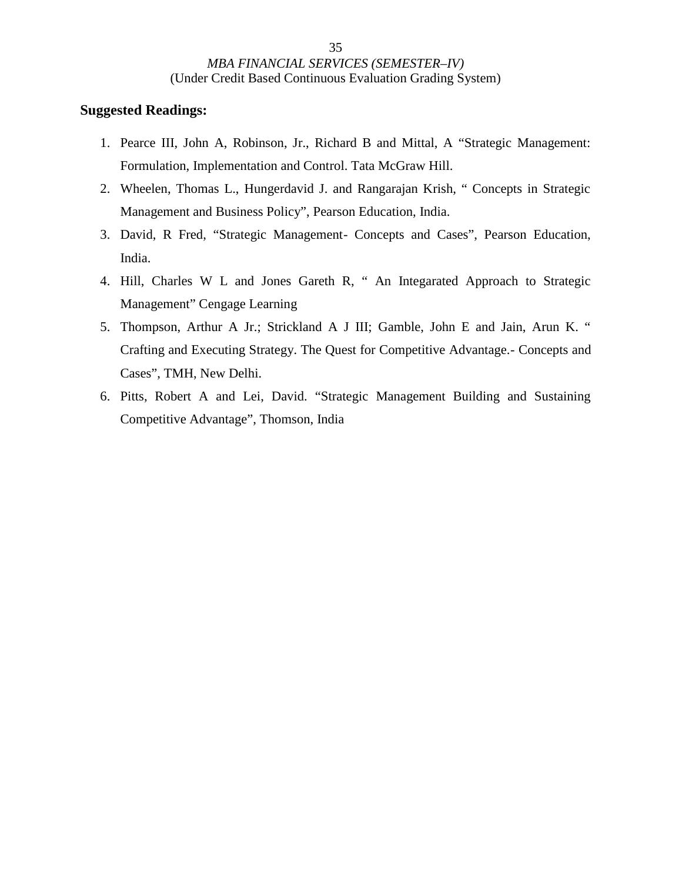**Suggested Readings:**

1. Pearce III, John A, Robinson, Jr., Richard B and Mittal, A "Strategic Management: Formulation, Implementation and Control. Tata McGraw Hill.
2. Wheelen, Thomas L., Hungerdavid J. and Rangarajan Krish, " Concepts in Strategic Management and Business Policy", Pearson Education, India.
3. David, R Fred, "Strategic Management- Concepts and Cases", Pearson Education, India.
4. Hill, Charles W L and Jones Gareth R, " An Integarated Approach to Strategic Management" Cengage Learning
5. Thompson, Arthur A Jr.; Strickland A J III; Gamble, John E and Jain, Arun K. " Crafting and Executing Strategy. The Quest for Competitive Advantage.- Concepts and Cases", TMH, New Delhi.
6. Pitts, Robert A and Lei, David. "Strategic Management Building and Sustaining Competitive Advantage", Thomson, India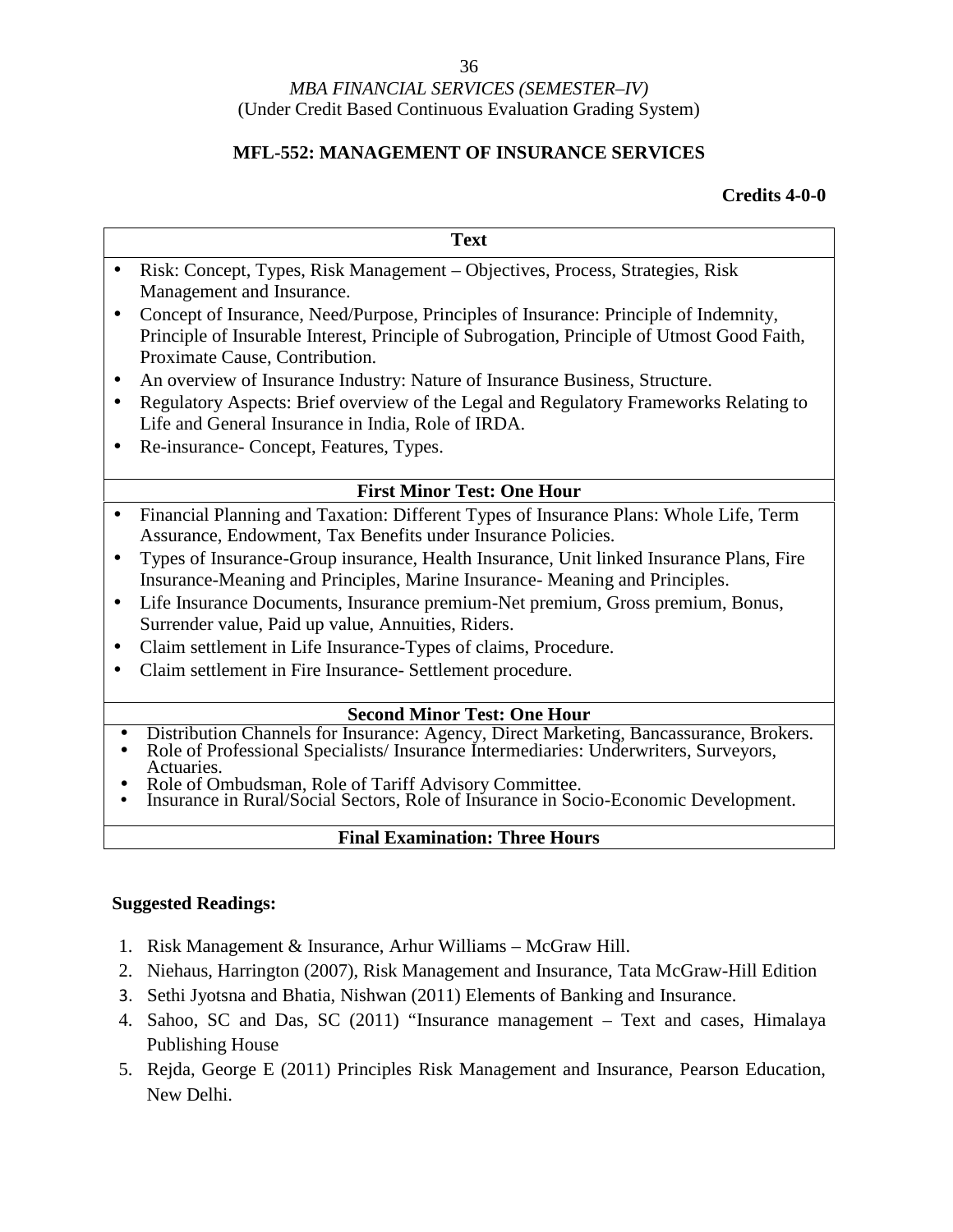*MBA FINANCIAL SERVICES (SEMESTER–IV)*
(Under Credit Based Continuous Evaluation Grading System)

**MFL-552: MANAGEMENT OF INSURANCE SERVICES**

**Credits 4-0-0**

| **Text** |
|---|
| • Risk: Concept, Types, Risk Management – Objectives, Process, Strategies, Risk Management and Insurance.<br>• Concept of Insurance, Need/Purpose, Principles of Insurance: Principle of Indemnity, Principle of Insurable Interest, Principle of Subrogation, Principle of Utmost Good Faith, Proximate Cause, Contribution.<br>• An overview of Insurance Industry: Nature of Insurance Business, Structure.<br>• Regulatory Aspects: Brief overview of the Legal and Regulatory Frameworks Relating to Life and General Insurance in India, Role of IRDA.<br>• Re-insurance- Concept, Features, Types. |
| **First Minor Test: One Hour** |
| • Financial Planning and Taxation: Different Types of Insurance Plans: Whole Life, Term Assurance, Endowment, Tax Benefits under Insurance Policies.<br>• Types of Insurance-Group insurance, Health Insurance, Unit linked Insurance Plans, Fire Insurance-Meaning and Principles, Marine Insurance- Meaning and Principles.<br>• Life Insurance Documents, Insurance premium-Net premium, Gross premium, Bonus, Surrender value, Paid up value, Annuities, Riders.<br>• Claim settlement in Life Insurance-Types of claims, Procedure.<br>• Claim settlement in Fire Insurance- Settlement procedure. |
| **Second Minor Test: One Hour** |
| • Distribution Channels for Insurance: Agency, Direct Marketing, Bancassurance, Brokers.<br>• Role of Professional Specialists/ Insurance Intermediaries: Underwriters, Surveyors, Actuaries.<br>• Role of Ombudsman, Role of Tariff Advisory Committee.<br>• Insurance in Rural/Social Sectors, Role of Insurance in Socio-Economic Development. |
| **Final Examination: Three Hours** |

**Suggested Readings:**

1. Risk Management & Insurance, Arhur Williams – McGraw Hill.
2. Niehaus, Harrington (2007), Risk Management and Insurance, Tata McGraw-Hill Edition
3. Sethi Jyotsna and Bhatia, Nishwan (2011) Elements of Banking and Insurance.
4. Sahoo, SC and Das, SC (2011) "Insurance management – Text and cases, Himalaya Publishing House
5. Rejda, George E (2011) Principles Risk Management and Insurance, Pearson Education, New Delhi.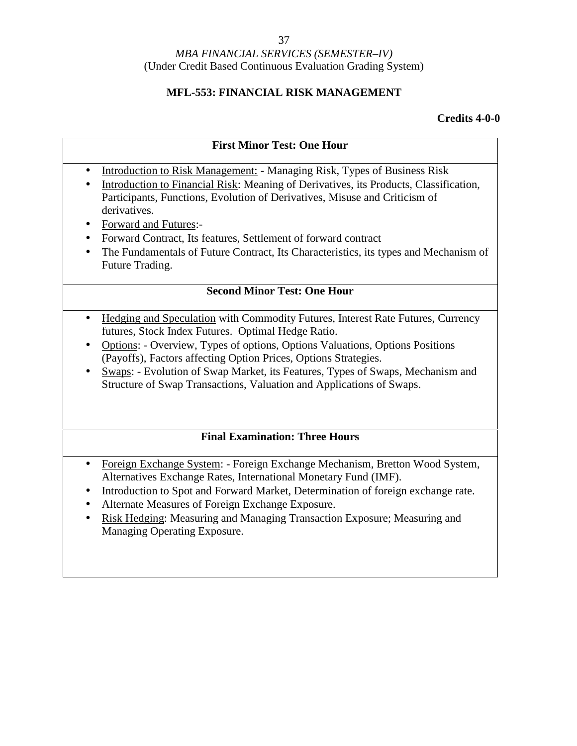*MBA FINANCIAL SERVICES (SEMESTER–IV)*
(Under Credit Based Continuous Evaluation Grading System)

## MFL-553: FINANCIAL RISK MANAGEMENT

**Credits 4-0-0**

### First Minor Test: One Hour

- Introduction to Risk Management: - Managing Risk, Types of Business Risk
- Introduction to Financial Risk: Meaning of Derivatives, its Products, Classification, Participants, Functions, Evolution of Derivatives, Misuse and Criticism of derivatives.
- Forward and Futures:-
- Forward Contract, Its features, Settlement of forward contract
- The Fundamentals of Future Contract, Its Characteristics, its types and Mechanism of Future Trading.

### Second Minor Test: One Hour

- Hedging and Speculation with Commodity Futures, Interest Rate Futures, Currency futures, Stock Index Futures. Optimal Hedge Ratio.
- Options: - Overview, Types of options, Options Valuations, Options Positions (Payoffs), Factors affecting Option Prices, Options Strategies.
- Swaps: - Evolution of Swap Market, its Features, Types of Swaps, Mechanism and Structure of Swap Transactions, Valuation and Applications of Swaps.

### Final Examination: Three Hours

- Foreign Exchange System: - Foreign Exchange Mechanism, Bretton Wood System, Alternatives Exchange Rates, International Monetary Fund (IMF).
- Introduction to Spot and Forward Market, Determination of foreign exchange rate.
- Alternate Measures of Foreign Exchange Exposure.
- Risk Hedging: Measuring and Managing Transaction Exposure; Measuring and Managing Operating Exposure.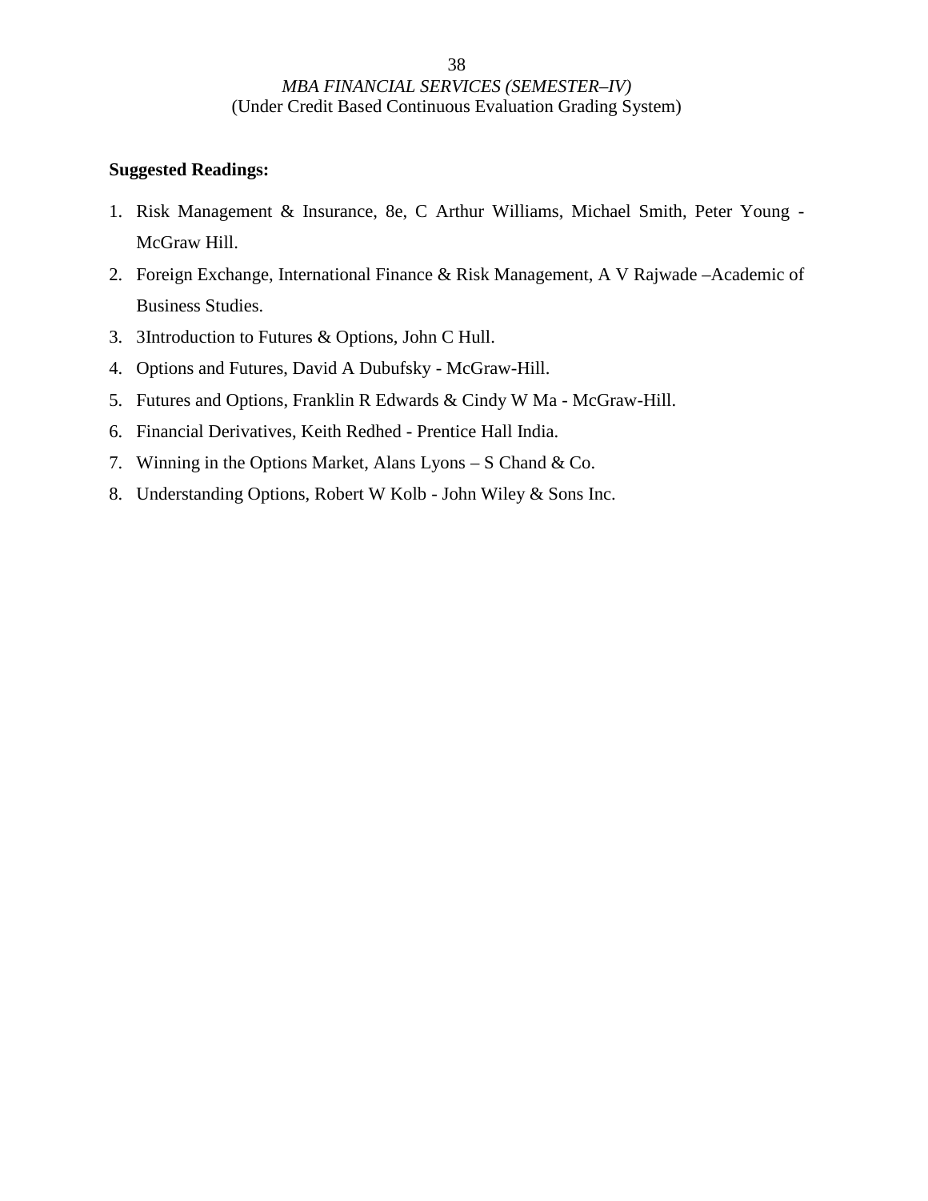**Suggested Readings:**

1. Risk Management & Insurance, 8e, C Arthur Williams, Michael Smith, Peter Young - McGraw Hill.
2. Foreign Exchange, International Finance & Risk Management, A V Rajwade –Academic of Business Studies.
3. 3Introduction to Futures & Options, John C Hull.
4. Options and Futures, David A Dubufsky - McGraw-Hill.
5. Futures and Options, Franklin R Edwards & Cindy W Ma - McGraw-Hill.
6. Financial Derivatives, Keith Redhed - Prentice Hall India.
7. Winning in the Options Market, Alans Lyons – S Chand & Co.
8. Understanding Options, Robert W Kolb - John Wiley & Sons Inc.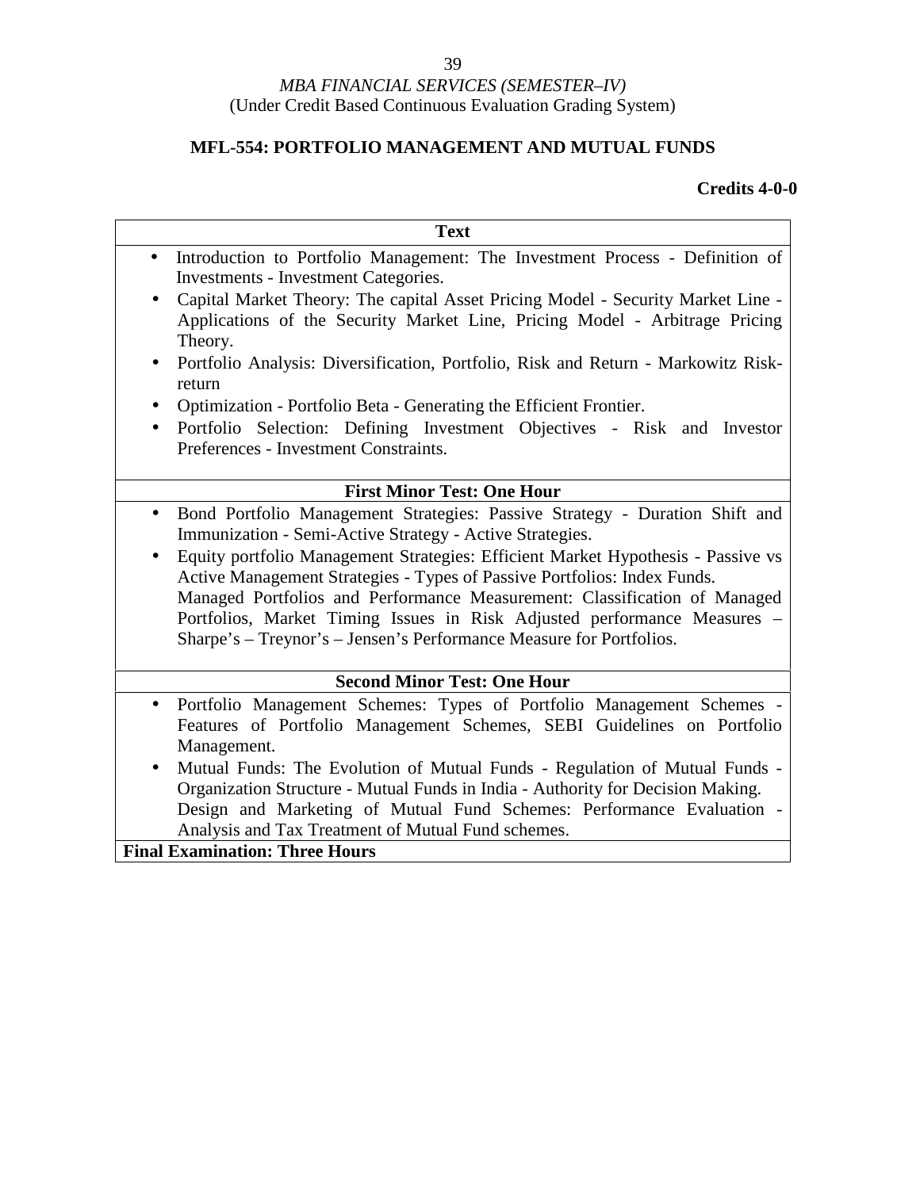*MBA FINANCIAL SERVICES (SEMESTER–IV)*
(Under Credit Based Continuous Evaluation Grading System)

## MFL-554: PORTFOLIO MANAGEMENT AND MUTUAL FUNDS

**Credits 4-0-0**

| **Text** |
|---|
| • Introduction to Portfolio Management: The Investment Process - Definition of Investments - Investment Categories.<br>• Capital Market Theory: The capital Asset Pricing Model - Security Market Line - Applications of the Security Market Line, Pricing Model - Arbitrage Pricing Theory.<br>• Portfolio Analysis: Diversification, Portfolio, Risk and Return - Markowitz Risk-return<br>• Optimization - Portfolio Beta - Generating the Efficient Frontier.<br>• Portfolio Selection: Defining Investment Objectives - Risk and Investor Preferences - Investment Constraints. |
| **First Minor Test: One Hour** |
| • Bond Portfolio Management Strategies: Passive Strategy - Duration Shift and Immunization - Semi-Active Strategy - Active Strategies.<br>• Equity portfolio Management Strategies: Efficient Market Hypothesis - Passive vs Active Management Strategies - Types of Passive Portfolios: Index Funds. Managed Portfolios and Performance Measurement: Classification of Managed Portfolios, Market Timing Issues in Risk Adjusted performance Measures – Sharpe's – Treynor's – Jensen's Performance Measure for Portfolios. |
| **Second Minor Test: One Hour** |
| • Portfolio Management Schemes: Types of Portfolio Management Schemes - Features of Portfolio Management Schemes, SEBI Guidelines on Portfolio Management.<br>• Mutual Funds: The Evolution of Mutual Funds - Regulation of Mutual Funds - Organization Structure - Mutual Funds in India - Authority for Decision Making. Design and Marketing of Mutual Fund Schemes: Performance Evaluation - Analysis and Tax Treatment of Mutual Fund schemes. |
| **Final Examination: Three Hours** |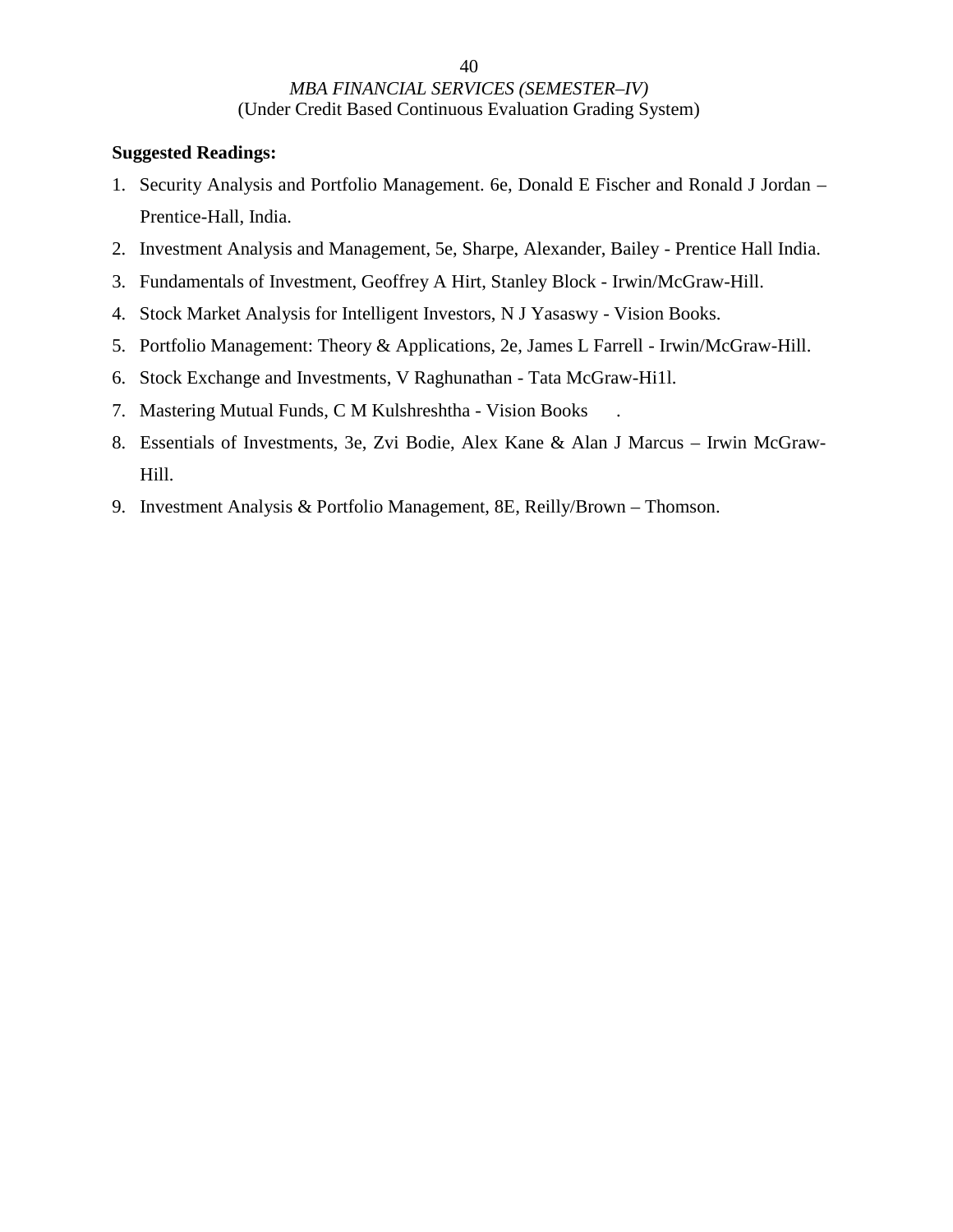**Suggested Readings:**

1. Security Analysis and Portfolio Management. 6e, Donald E Fischer and Ronald J Jordan – Prentice-Hall, India.
2. Investment Analysis and Management, 5e, Sharpe, Alexander, Bailey - Prentice Hall India.
3. Fundamentals of Investment, Geoffrey A Hirt, Stanley Block - Irwin/McGraw-Hill.
4. Stock Market Analysis for Intelligent Investors, N J Yasaswy - Vision Books.
5. Portfolio Management: Theory & Applications, 2e, James L Farrell - Irwin/McGraw-Hill.
6. Stock Exchange and Investments, V Raghunathan - Tata McGraw-Hi1l.
7. Mastering Mutual Funds, C M Kulshreshtha - Vision Books .
8. Essentials of Investments, 3e, Zvi Bodie, Alex Kane & Alan J Marcus – Irwin McGraw-Hill.
9. Investment Analysis & Portfolio Management, 8E, Reilly/Brown – Thomson.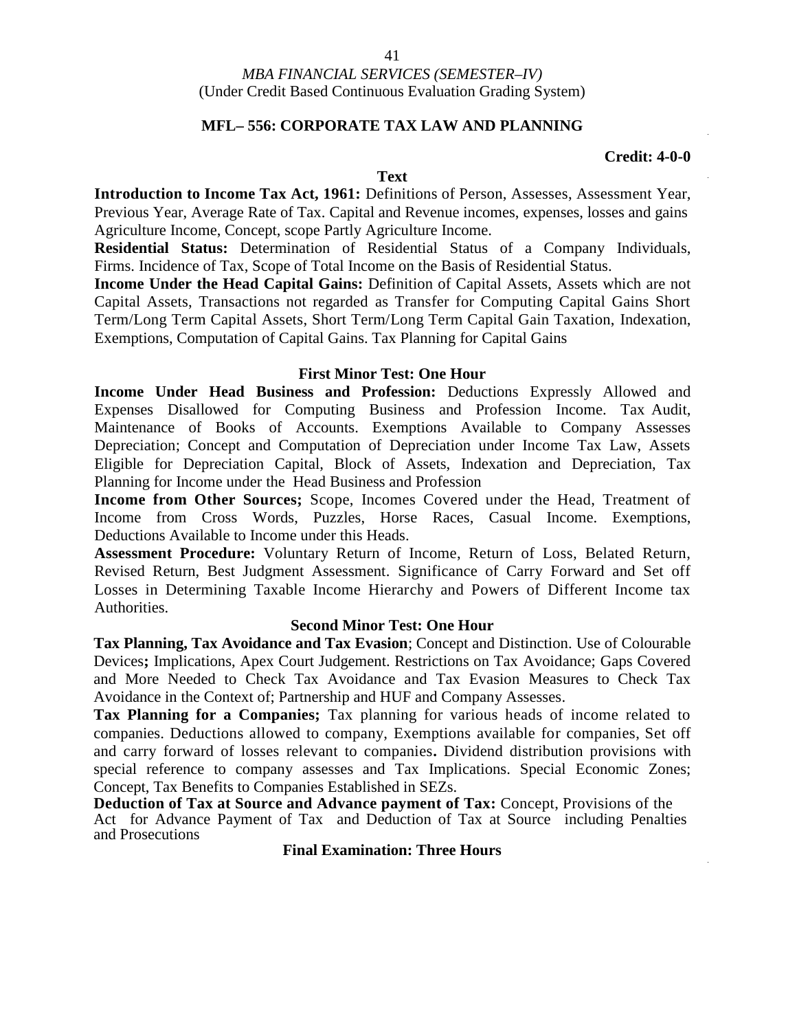*MBA FINANCIAL SERVICES (SEMESTER–IV)*
(Under Credit Based Continuous Evaluation Grading System)

## MFL– 556: CORPORATE TAX LAW AND PLANNING

**Credit: 4-0-0**

**Text**

**Introduction to Income Tax Act, 1961:** Definitions of Person, Assesses, Assessment Year, Previous Year, Average Rate of Tax. Capital and Revenue incomes, expenses, losses and gains Agriculture Income, Concept, scope Partly Agriculture Income.

**Residential Status:** Determination of Residential Status of a Company Individuals, Firms. Incidence of Tax, Scope of Total Income on the Basis of Residential Status.

**Income Under the Head Capital Gains:** Definition of Capital Assets, Assets which are not Capital Assets, Transactions not regarded as Transfer for Computing Capital Gains Short Term/Long Term Capital Assets, Short Term/Long Term Capital Gain Taxation, Indexation, Exemptions, Computation of Capital Gains. Tax Planning for Capital Gains

**First Minor Test: One Hour**

**Income Under Head Business and Profession:** Deductions Expressly Allowed and Expenses Disallowed for Computing Business and Profession Income. Tax Audit, Maintenance of Books of Accounts. Exemptions Available to Company Assesses Depreciation; Concept and Computation of Depreciation under Income Tax Law, Assets Eligible for Depreciation Capital, Block of Assets, Indexation and Depreciation, Tax Planning for Income under the Head Business and Profession

**Income from Other Sources;** Scope, Incomes Covered under the Head, Treatment of Income from Cross Words, Puzzles, Horse Races, Casual Income. Exemptions, Deductions Available to Income under this Heads.

**Assessment Procedure:** Voluntary Return of Income, Return of Loss, Belated Return, Revised Return, Best Judgment Assessment. Significance of Carry Forward and Set off Losses in Determining Taxable Income Hierarchy and Powers of Different Income tax Authorities.

**Second Minor Test: One Hour**

**Tax Planning, Tax Avoidance and Tax Evasion**; Concept and Distinction. Use of Colourable Devices**;** Implications, Apex Court Judgement. Restrictions on Tax Avoidance; Gaps Covered and More Needed to Check Tax Avoidance and Tax Evasion Measures to Check Tax Avoidance in the Context of; Partnership and HUF and Company Assesses.

**Tax Planning for a Companies;** Tax planning for various heads of income related to companies. Deductions allowed to company, Exemptions available for companies, Set off and carry forward of losses relevant to companies**.** Dividend distribution provisions with special reference to company assesses and Tax Implications. Special Economic Zones; Concept, Tax Benefits to Companies Established in SEZs.

**Deduction of Tax at Source and Advance payment of Tax:** Concept, Provisions of the Act for Advance Payment of Tax and Deduction of Tax at Source including Penalties and Prosecutions

**Final Examination: Three Hours**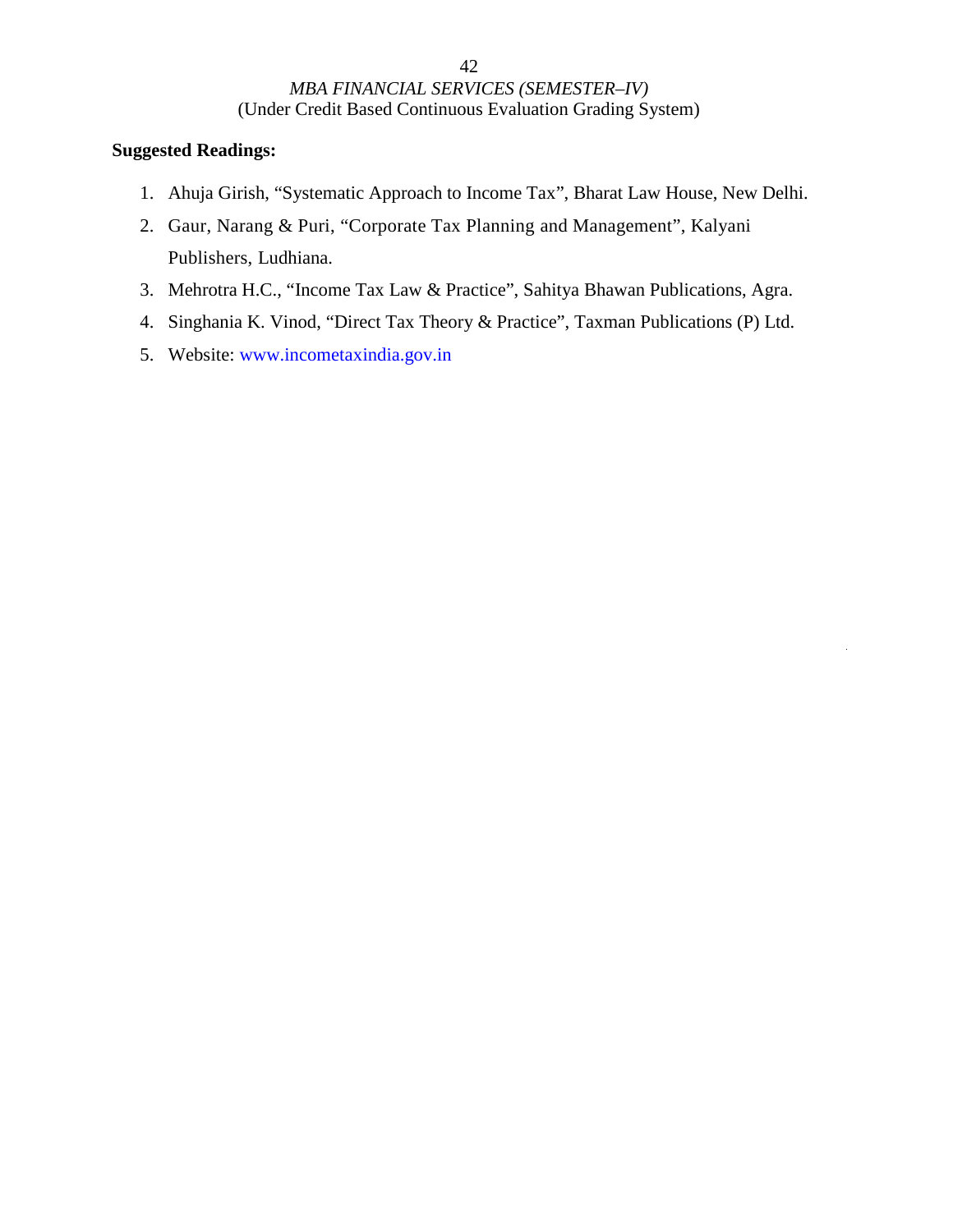**Suggested Readings:**

1. Ahuja Girish, “Systematic Approach to Income Tax”, Bharat Law House, New Delhi.
2. Gaur, Narang & Puri, “Corporate Tax Planning and Management”, Kalyani Publishers, Ludhiana.
3. Mehrotra H.C., “Income Tax Law & Practice”, Sahitya Bhawan Publications, Agra.
4. Singhania K. Vinod, “Direct Tax Theory & Practice”, Taxman Publications (P) Ltd.
5. Website: www.incometaxindia.gov.in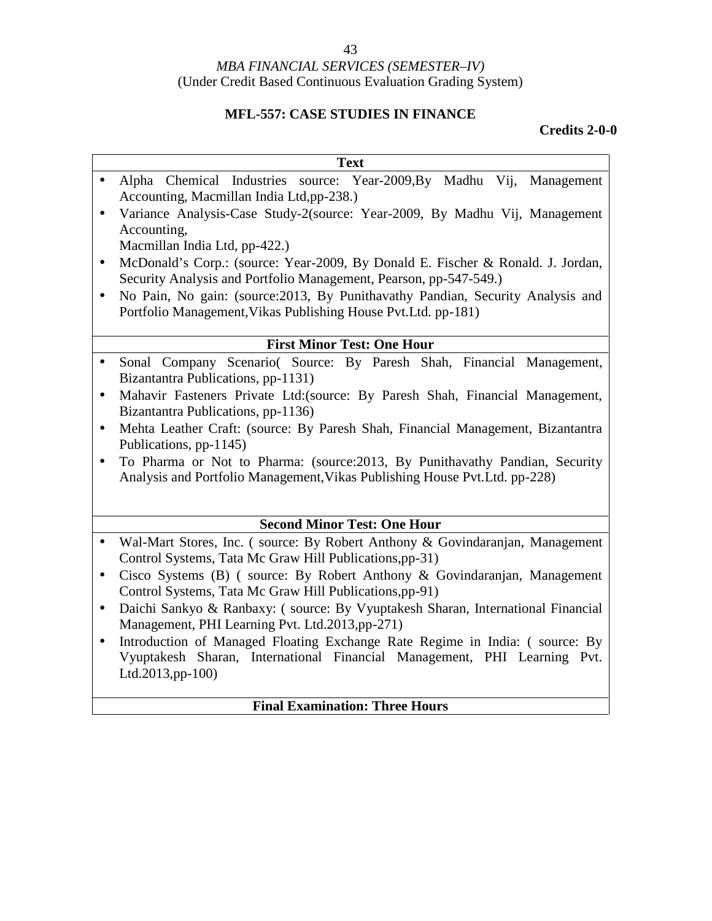*MBA FINANCIAL SERVICES (SEMESTER–IV)*
(Under Credit Based Continuous Evaluation Grading System)

## MFL-557: CASE STUDIES IN FINANCE

**Credits 2-0-0**

**Text**

- Alpha Chemical Industries source: Year-2009,By Madhu Vij, Management Accounting, Macmillan India Ltd,pp-238.)
- Variance Analysis-Case Study-2(source: Year-2009, By Madhu Vij, Management Accounting, Macmillan India Ltd, pp-422.)
- McDonald's Corp.: (source: Year-2009, By Donald E. Fischer & Ronald. J. Jordan, Security Analysis and Portfolio Management, Pearson, pp-547-549.)
- No Pain, No gain: (source:2013, By Punithavathy Pandian, Security Analysis and Portfolio Management,Vikas Publishing House Pvt.Ltd. pp-181)

**First Minor Test: One Hour**

- Sonal Company Scenario( Source: By Paresh Shah, Financial Management, Bizantantra Publications, pp-1131)
- Mahavir Fasteners Private Ltd:(source: By Paresh Shah, Financial Management, Bizantantra Publications, pp-1136)
- Mehta Leather Craft: (source: By Paresh Shah, Financial Management, Bizantantra Publications, pp-1145)
- To Pharma or Not to Pharma: (source:2013, By Punithavathy Pandian, Security Analysis and Portfolio Management,Vikas Publishing House Pvt.Ltd. pp-228)

**Second Minor Test: One Hour**

- Wal-Mart Stores, Inc. ( source: By Robert Anthony & Govindaranjan, Management Control Systems, Tata Mc Graw Hill Publications,pp-31)
- Cisco Systems (B) ( source: By Robert Anthony & Govindaranjan, Management Control Systems, Tata Mc Graw Hill Publications,pp-91)
- Daichi Sankyo & Ranbaxy: ( source: By Vyuptakesh Sharan, International Financial Management, PHI Learning Pvt. Ltd.2013,pp-271)
- Introduction of Managed Floating Exchange Rate Regime in India: ( source: By Vyuptakesh Sharan, International Financial Management, PHI Learning Pvt. Ltd.2013,pp-100)

**Final Examination: Three Hours**